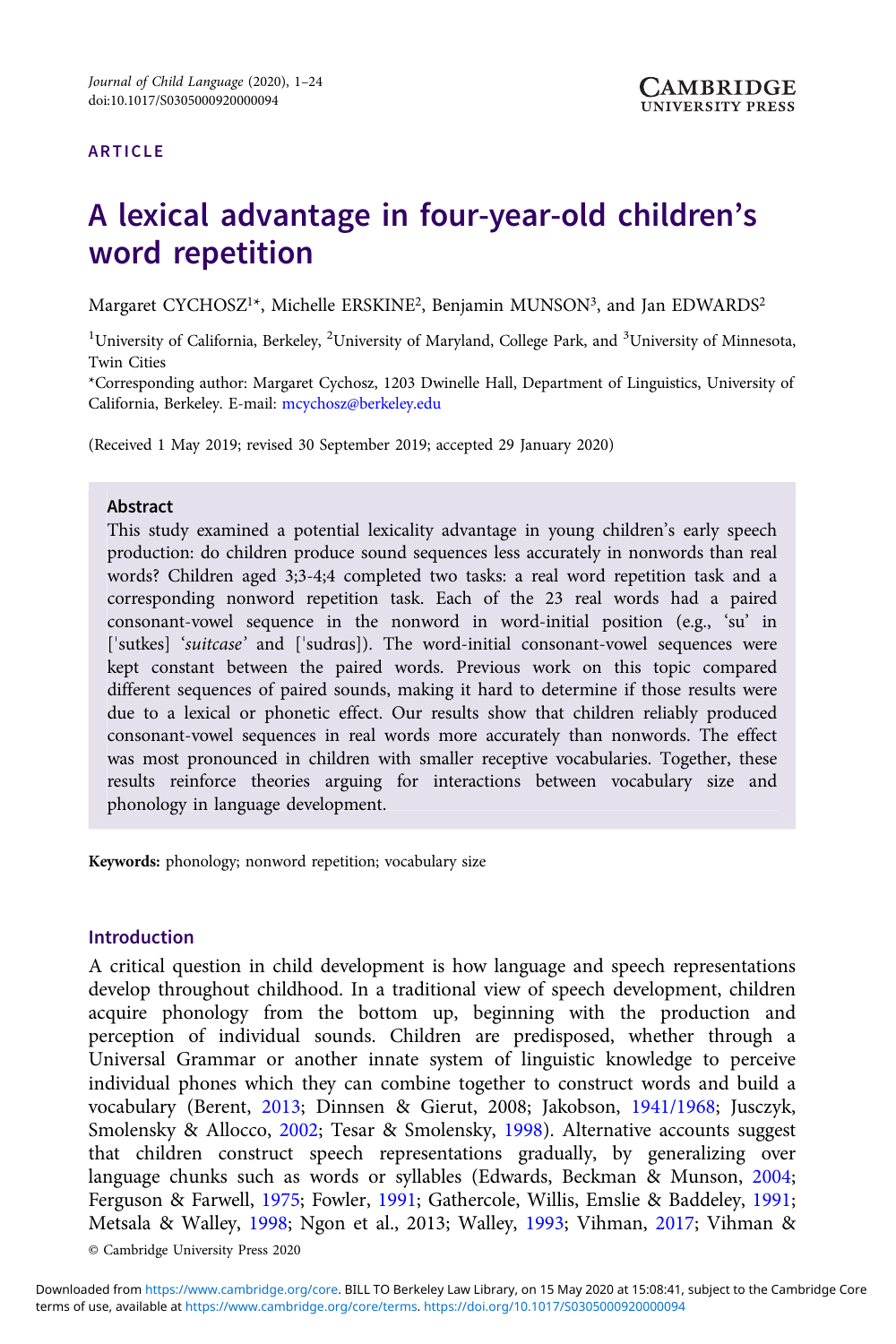Journal of Child Language (2020), 1–24
doi:10.1017/S0305000920000094

ARTICLE

# A lexical advantage in four-year-old children's word repetition

Margaret CYCHOSZ[1]*, Michelle ERSKINE[2], Benjamin MUNSON[3], and Jan EDWARDS[2]

[1]University of California, Berkeley, [2]University of Maryland, College Park, and [3]University of Minnesota, Twin Cities

*Corresponding author: Margaret Cychosz, 1203 Dwinelle Hall, Department of Linguistics, University of California, Berkeley. E-mail: mcychosz@berkeley.edu

(Received 1 May 2019; revised 30 September 2019; accepted 29 January 2020)

## Abstract

This study examined a potential lexicality advantage in young children's early speech production: do children produce sound sequences less accurately in nonwords than real words? Children aged 3;3-4;4 completed two tasks: a real word repetition task and a corresponding nonword repetition task. Each of the 23 real words had a paired consonant-vowel sequence in the nonword in word-initial position (e.g., 'su' in [ˈsutkes] '*suitcase*' and [ˈsudrɑs]). The word-initial consonant-vowel sequences were kept constant between the paired words. Previous work on this topic compared different sequences of paired sounds, making it hard to determine if those results were due to a lexical or phonetic effect. Our results show that children reliably produced consonant-vowel sequences in real words more accurately than nonwords. The effect was most pronounced in children with smaller receptive vocabularies. Together, these results reinforce theories arguing for interactions between vocabulary size and phonology in language development.

**Keywords:** phonology; nonword repetition; vocabulary size

## Introduction

A critical question in child development is how language and speech representations develop throughout childhood. In a traditional view of speech development, children acquire phonology from the bottom up, beginning with the production and perception of individual sounds. Children are predisposed, whether through a Universal Grammar or another innate system of linguistic knowledge to perceive individual phones which they can combine together to construct words and build a vocabulary (Berent, 2013; Dinnsen & Gierut, 2008; Jakobson, 1941/1968; Jusczyk, Smolensky & Allocco, 2002; Tesar & Smolensky, 1998). Alternative accounts suggest that children construct speech representations gradually, by generalizing over language chunks such as words or syllables (Edwards, Beckman & Munson, 2004; Ferguson & Farwell, 1975; Fowler, 1991; Gathercole, Willis, Emslie & Baddeley, 1991; Metsala & Walley, 1998; Ngon et al., 2013; Walley, 1993; Vihman, 2017; Vihman &

© Cambridge University Press 2020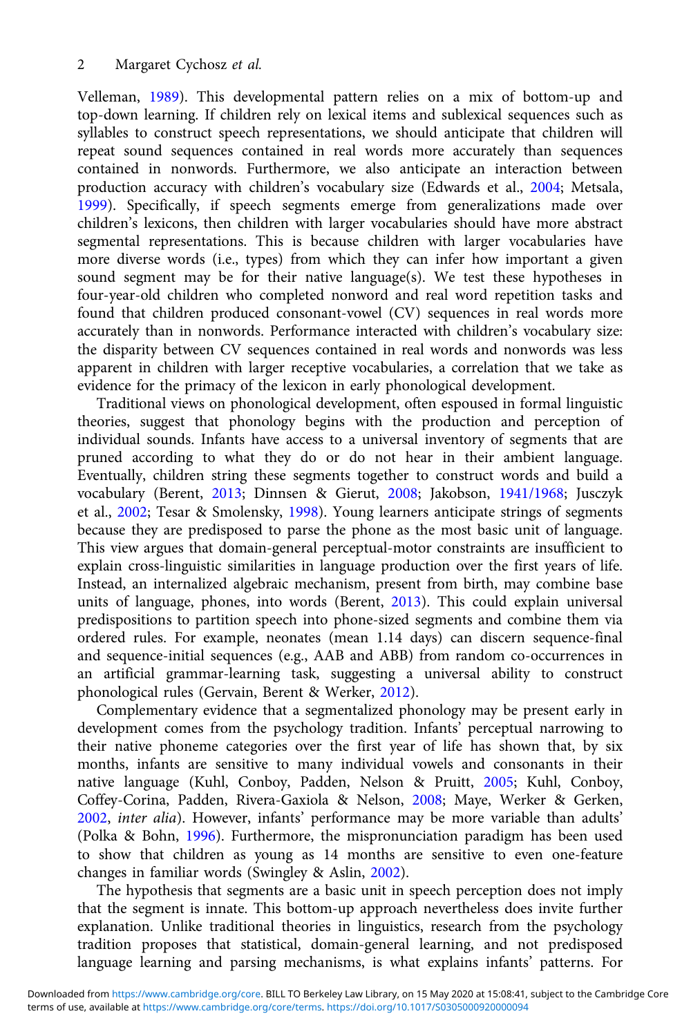Velleman, 1989). This developmental pattern relies on a mix of bottom-up and top-down learning. If children rely on lexical items and sublexical sequences such as syllables to construct speech representations, we should anticipate that children will repeat sound sequences contained in real words more accurately than sequences contained in nonwords. Furthermore, we also anticipate an interaction between production accuracy with children's vocabulary size (Edwards et al., 2004; Metsala, 1999). Specifically, if speech segments emerge from generalizations made over children's lexicons, then children with larger vocabularies should have more abstract segmental representations. This is because children with larger vocabularies have more diverse words (i.e., types) from which they can infer how important a given sound segment may be for their native language(s). We test these hypotheses in four-year-old children who completed nonword and real word repetition tasks and found that children produced consonant-vowel (CV) sequences in real words more accurately than in nonwords. Performance interacted with children's vocabulary size: the disparity between CV sequences contained in real words and nonwords was less apparent in children with larger receptive vocabularies, a correlation that we take as evidence for the primacy of the lexicon in early phonological development.

Traditional views on phonological development, often espoused in formal linguistic theories, suggest that phonology begins with the production and perception of individual sounds. Infants have access to a universal inventory of segments that are pruned according to what they do or do not hear in their ambient language. Eventually, children string these segments together to construct words and build a vocabulary (Berent, 2013; Dinnsen & Gierut, 2008; Jakobson, 1941/1968; Jusczyk et al., 2002; Tesar & Smolensky, 1998). Young learners anticipate strings of segments because they are predisposed to parse the phone as the most basic unit of language. This view argues that domain-general perceptual-motor constraints are insufficient to explain cross-linguistic similarities in language production over the first years of life. Instead, an internalized algebraic mechanism, present from birth, may combine base units of language, phones, into words (Berent, 2013). This could explain universal predispositions to partition speech into phone-sized segments and combine them via ordered rules. For example, neonates (mean 1.14 days) can discern sequence-final and sequence-initial sequences (e.g., AAB and ABB) from random co-occurrences in an artificial grammar-learning task, suggesting a universal ability to construct phonological rules (Gervain, Berent & Werker, 2012).

Complementary evidence that a segmentalized phonology may be present early in development comes from the psychology tradition. Infants' perceptual narrowing to their native phoneme categories over the first year of life has shown that, by six months, infants are sensitive to many individual vowels and consonants in their native language (Kuhl, Conboy, Padden, Nelson & Pruitt, 2005; Kuhl, Conboy, Coffey-Corina, Padden, Rivera-Gaxiola & Nelson, 2008; Maye, Werker & Gerken, 2002, *inter alia*). However, infants' performance may be more variable than adults' (Polka & Bohn, 1996). Furthermore, the mispronunciation paradigm has been used to show that children as young as 14 months are sensitive to even one-feature changes in familiar words (Swingley & Aslin, 2002).

The hypothesis that segments are a basic unit in speech perception does not imply that the segment is innate. This bottom-up approach nevertheless does invite further explanation. Unlike traditional theories in linguistics, research from the psychology tradition proposes that statistical, domain-general learning, and not predisposed language learning and parsing mechanisms, is what explains infants' patterns. For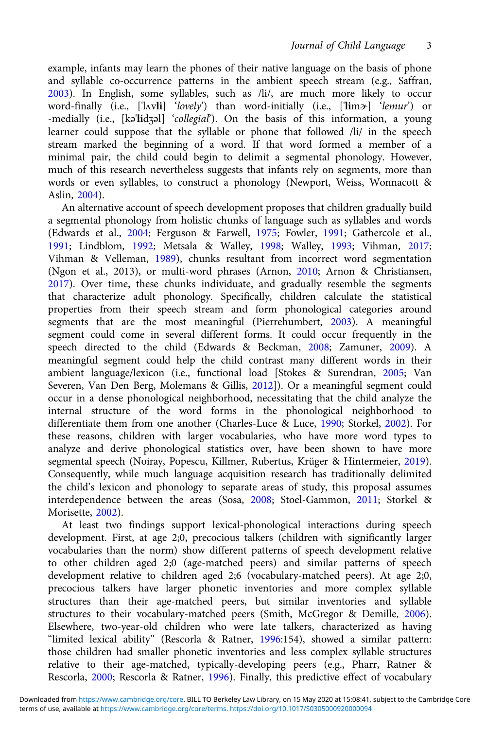example, infants may learn the phones of their native language on the basis of phone and syllable co-occurrence patterns in the ambient speech stream (e.g., Saffran, 2003). In English, some syllables, such as /li/, are much more likely to occur word-finally (i.e., [ˈlʌv**li**] '*lovely*') than word-initially (i.e., [ˈ**li**mɚ] '*lemur*') or -medially (i.e., [kəˈ**li**dʒəl] '*collegial*'). On the basis of this information, a young learner could suppose that the syllable or phone that followed /li/ in the speech stream marked the beginning of a word. If that word formed a member of a minimal pair, the child could begin to delimit a segmental phonology. However, much of this research nevertheless suggests that infants rely on segments, more than words or even syllables, to construct a phonology (Newport, Weiss, Wonnacott & Aslin, 2004).

An alternative account of speech development proposes that children gradually build a segmental phonology from holistic chunks of language such as syllables and words (Edwards et al., 2004; Ferguson & Farwell, 1975; Fowler, 1991; Gathercole et al., 1991; Lindblom, 1992; Metsala & Walley, 1998; Walley, 1993; Vihman, 2017; Vihman & Velleman, 1989), chunks resultant from incorrect word segmentation (Ngon et al., 2013), or multi-word phrases (Arnon, 2010; Arnon & Christiansen, 2017). Over time, these chunks individuate, and gradually resemble the segments that characterize adult phonology. Specifically, children calculate the statistical properties from their speech stream and form phonological categories around segments that are the most meaningful (Pierrehumbert, 2003). A meaningful segment could come in several different forms. It could occur frequently in the speech directed to the child (Edwards & Beckman, 2008; Zamuner, 2009). A meaningful segment could help the child contrast many different words in their ambient language/lexicon (i.e., functional load [Stokes & Surendran, 2005; Van Severen, Van Den Berg, Molemans & Gillis, 2012]). Or a meaningful segment could occur in a dense phonological neighborhood, necessitating that the child analyze the internal structure of the word forms in the phonological neighborhood to differentiate them from one another (Charles-Luce & Luce, 1990; Storkel, 2002). For these reasons, children with larger vocabularies, who have more word types to analyze and derive phonological statistics over, have been shown to have more segmental speech (Noiray, Popescu, Killmer, Rubertus, Krüger & Hintermeier, 2019). Consequently, while much language acquisition research has traditionally delimited the child's lexicon and phonology to separate areas of study, this proposal assumes interdependence between the areas (Sosa, 2008; Stoel-Gammon, 2011; Storkel & Morisette, 2002).

At least two findings support lexical-phonological interactions during speech development. First, at age 2;0, precocious talkers (children with significantly larger vocabularies than the norm) show different patterns of speech development relative to other children aged 2;0 (age-matched peers) and similar patterns of speech development relative to children aged 2;6 (vocabulary-matched peers). At age 2;0, precocious talkers have larger phonetic inventories and more complex syllable structures than their age-matched peers, but similar inventories and syllable structures to their vocabulary-matched peers (Smith, McGregor & Demille, 2006). Elsewhere, two-year-old children who were late talkers, characterized as having "limited lexical ability" (Rescorla & Ratner, 1996:154), showed a similar pattern: those children had smaller phonetic inventories and less complex syllable structures relative to their age-matched, typically-developing peers (e.g., Pharr, Ratner & Rescorla, 2000; Rescorla & Ratner, 1996). Finally, this predictive effect of vocabulary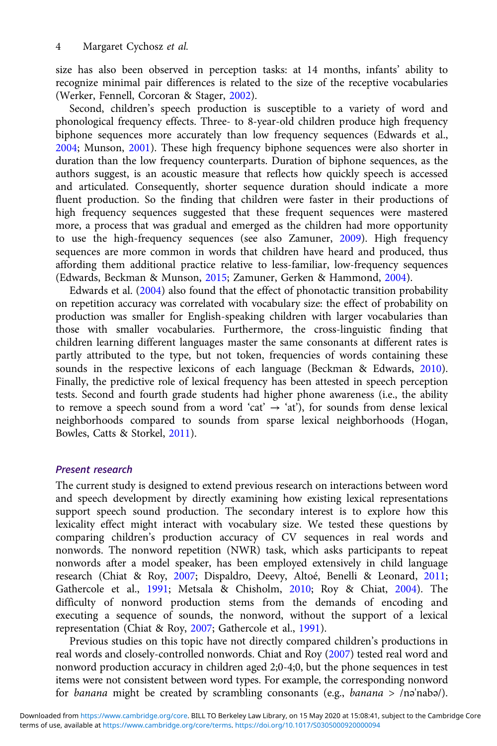size has also been observed in perception tasks: at 14 months, infants' ability to recognize minimal pair differences is related to the size of the receptive vocabularies (Werker, Fennell, Corcoran & Stager, 2002).

Second, children's speech production is susceptible to a variety of word and phonological frequency effects. Three- to 8-year-old children produce high frequency biphone sequences more accurately than low frequency sequences (Edwards et al., 2004; Munson, 2001). These high frequency biphone sequences were also shorter in duration than the low frequency counterparts. Duration of biphone sequences, as the authors suggest, is an acoustic measure that reflects how quickly speech is accessed and articulated. Consequently, shorter sequence duration should indicate a more fluent production. So the finding that children were faster in their productions of high frequency sequences suggested that these frequent sequences were mastered more, a process that was gradual and emerged as the children had more opportunity to use the high-frequency sequences (see also Zamuner, 2009). High frequency sequences are more common in words that children have heard and produced, thus affording them additional practice relative to less-familiar, low-frequency sequences (Edwards, Beckman & Munson, 2015; Zamuner, Gerken & Hammond, 2004).

Edwards et al. (2004) also found that the effect of phonotactic transition probability on repetition accuracy was correlated with vocabulary size: the effect of probability on production was smaller for English-speaking children with larger vocabularies than those with smaller vocabularies. Furthermore, the cross-linguistic finding that children learning different languages master the same consonants at different rates is partly attributed to the type, but not token, frequencies of words containing these sounds in the respective lexicons of each language (Beckman & Edwards, 2010). Finally, the predictive role of lexical frequency has been attested in speech perception tests. Second and fourth grade students had higher phone awareness (i.e., the ability to remove a speech sound from a word 'cat' → 'at'), for sounds from dense lexical neighborhoods compared to sounds from sparse lexical neighborhoods (Hogan, Bowles, Catts & Storkel, 2011).

## Present research

The current study is designed to extend previous research on interactions between word and speech development by directly examining how existing lexical representations support speech sound production. The secondary interest is to explore how this lexicality effect might interact with vocabulary size. We tested these questions by comparing children's production accuracy of CV sequences in real words and nonwords. The nonword repetition (NWR) task, which asks participants to repeat nonwords after a model speaker, has been employed extensively in child language research (Chiat & Roy, 2007; Dispaldro, Deevy, Altoé, Benelli & Leonard, 2011; Gathercole et al., 1991; Metsala & Chisholm, 2010; Roy & Chiat, 2004). The difficulty of nonword production stems from the demands of encoding and executing a sequence of sounds, the nonword, without the support of a lexical representation (Chiat & Roy, 2007; Gathercole et al., 1991).

Previous studies on this topic have not directly compared children's productions in real words and closely-controlled nonwords. Chiat and Roy (2007) tested real word and nonword production accuracy in children aged 2;0-4;0, but the phone sequences in test items were not consistent between word types. For example, the corresponding nonword for *banana* might be created by scrambling consonants (e.g., *banana* > /nəˈnabə/).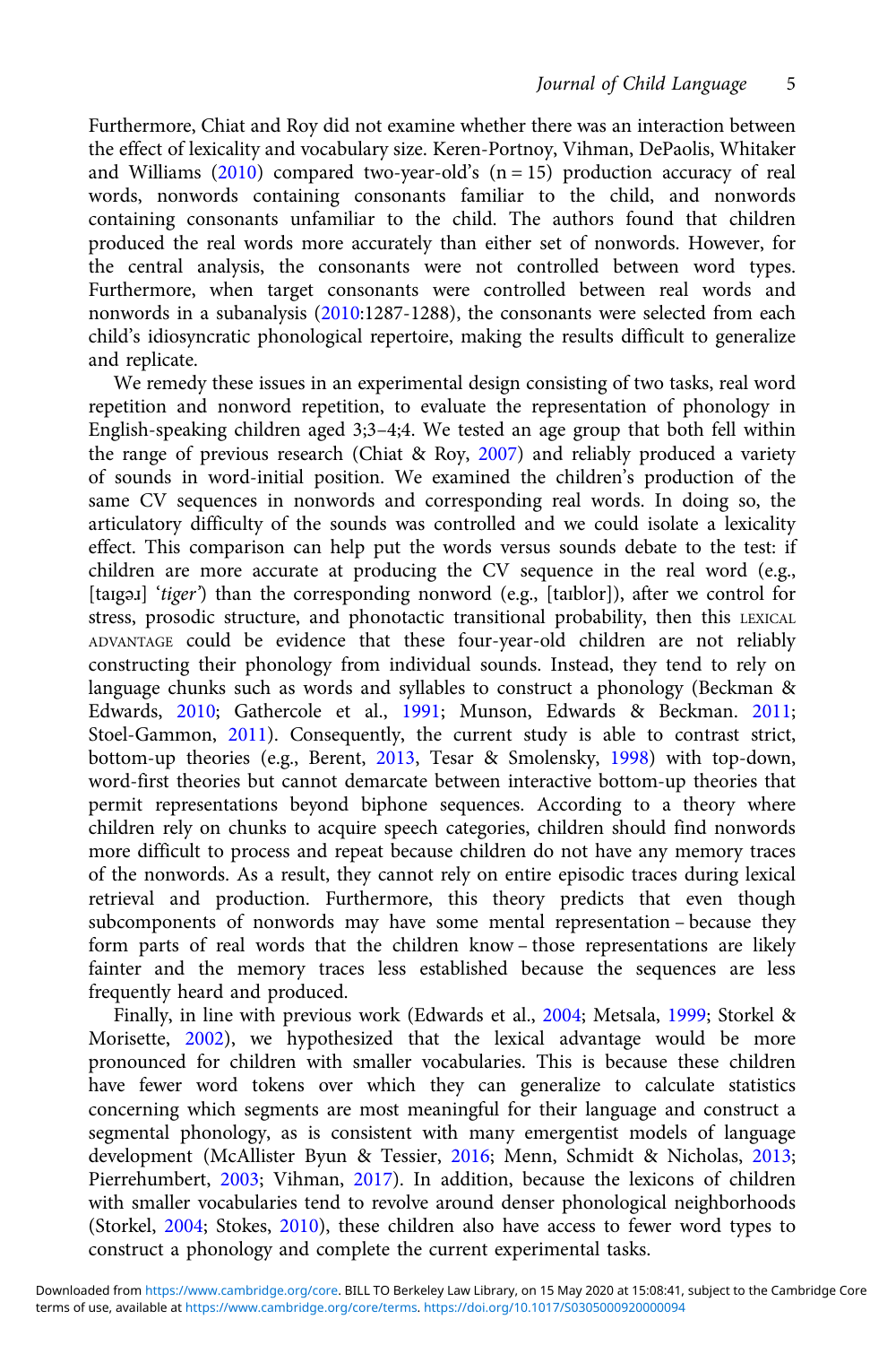Furthermore, Chiat and Roy did not examine whether there was an interaction between the effect of lexicality and vocabulary size. Keren-Portnoy, Vihman, DePaolis, Whitaker and Williams (2010) compared two-year-old's (n = 15) production accuracy of real words, nonwords containing consonants familiar to the child, and nonwords containing consonants unfamiliar to the child. The authors found that children produced the real words more accurately than either set of nonwords. However, for the central analysis, the consonants were not controlled between word types. Furthermore, when target consonants were controlled between real words and nonwords in a subanalysis (2010:1287-1288), the consonants were selected from each child's idiosyncratic phonological repertoire, making the results difficult to generalize and replicate.

We remedy these issues in an experimental design consisting of two tasks, real word repetition and nonword repetition, to evaluate the representation of phonology in English-speaking children aged 3;3–4;4. We tested an age group that both fell within the range of previous research (Chiat & Roy, 2007) and reliably produced a variety of sounds in word-initial position. We examined the children's production of the same CV sequences in nonwords and corresponding real words. In doing so, the articulatory difficulty of the sounds was controlled and we could isolate a lexicality effect. This comparison can help put the words versus sounds debate to the test: if children are more accurate at producing the CV sequence in the real word (e.g., [taɪgəɹ] '*tiger*') than the corresponding nonword (e.g., [taɪblor]), after we control for stress, prosodic structure, and phonotactic transitional probability, then this LEXICAL ADVANTAGE could be evidence that these four-year-old children are not reliably constructing their phonology from individual sounds. Instead, they tend to rely on language chunks such as words and syllables to construct a phonology (Beckman & Edwards, 2010; Gathercole et al., 1991; Munson, Edwards & Beckman. 2011; Stoel-Gammon, 2011). Consequently, the current study is able to contrast strict, bottom-up theories (e.g., Berent, 2013, Tesar & Smolensky, 1998) with top-down, word-first theories but cannot demarcate between interactive bottom-up theories that permit representations beyond biphone sequences. According to a theory where children rely on chunks to acquire speech categories, children should find nonwords more difficult to process and repeat because children do not have any memory traces of the nonwords. As a result, they cannot rely on entire episodic traces during lexical retrieval and production. Furthermore, this theory predicts that even though subcomponents of nonwords may have some mental representation – because they form parts of real words that the children know – those representations are likely fainter and the memory traces less established because the sequences are less frequently heard and produced.

Finally, in line with previous work (Edwards et al., 2004; Metsala, 1999; Storkel & Morisette, 2002), we hypothesized that the lexical advantage would be more pronounced for children with smaller vocabularies. This is because these children have fewer word tokens over which they can generalize to calculate statistics concerning which segments are most meaningful for their language and construct a segmental phonology, as is consistent with many emergentist models of language development (McAllister Byun & Tessier, 2016; Menn, Schmidt & Nicholas, 2013; Pierrehumbert, 2003; Vihman, 2017). In addition, because the lexicons of children with smaller vocabularies tend to revolve around denser phonological neighborhoods (Storkel, 2004; Stokes, 2010), these children also have access to fewer word types to construct a phonology and complete the current experimental tasks.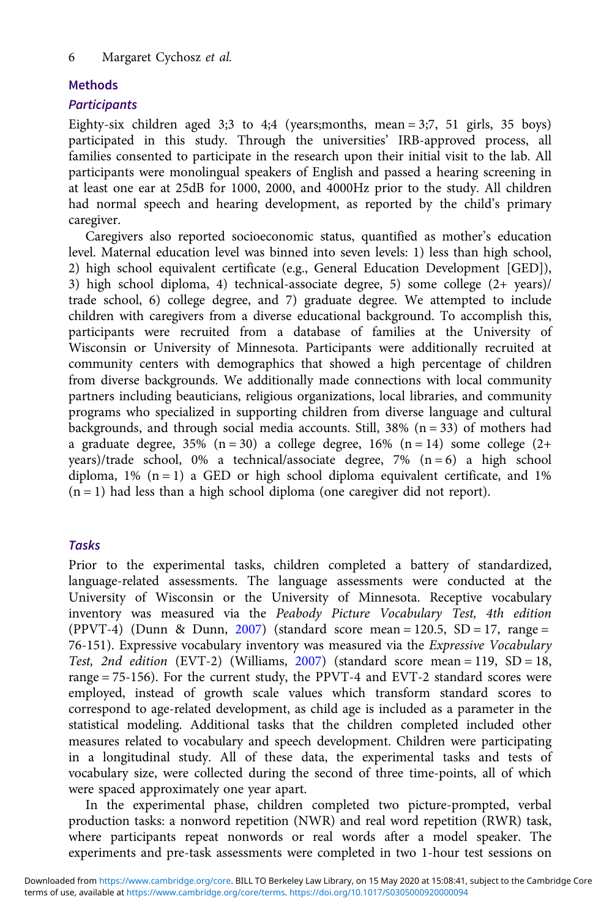## Methods

### *Participants*

Eighty-six children aged 3;3 to 4;4 (years;months, mean = 3;7, 51 girls, 35 boys) participated in this study. Through the universities' IRB-approved process, all families consented to participate in the research upon their initial visit to the lab. All participants were monolingual speakers of English and passed a hearing screening in at least one ear at 25dB for 1000, 2000, and 4000Hz prior to the study. All children had normal speech and hearing development, as reported by the child's primary caregiver.

Caregivers also reported socioeconomic status, quantified as mother's education level. Maternal education level was binned into seven levels: 1) less than high school, 2) high school equivalent certificate (e.g., General Education Development [GED]), 3) high school diploma, 4) technical-associate degree, 5) some college (2+ years)/ trade school, 6) college degree, and 7) graduate degree. We attempted to include children with caregivers from a diverse educational background. To accomplish this, participants were recruited from a database of families at the University of Wisconsin or University of Minnesota. Participants were additionally recruited at community centers with demographics that showed a high percentage of children from diverse backgrounds. We additionally made connections with local community partners including beauticians, religious organizations, local libraries, and community programs who specialized in supporting children from diverse language and cultural backgrounds, and through social media accounts. Still, 38% (n = 33) of mothers had a graduate degree, 35% (n = 30) a college degree, 16% (n = 14) some college (2+ years)/trade school, 0% a technical/associate degree, 7% (n = 6) a high school diploma, 1% (n = 1) a GED or high school diploma equivalent certificate, and 1% (n = 1) had less than a high school diploma (one caregiver did not report).

### *Tasks*

Prior to the experimental tasks, children completed a battery of standardized, language-related assessments. The language assessments were conducted at the University of Wisconsin or the University of Minnesota. Receptive vocabulary inventory was measured via the *Peabody Picture Vocabulary Test, 4th edition* (PPVT-4) (Dunn & Dunn, 2007) (standard score mean = 120.5, SD = 17, range = 76-151). Expressive vocabulary inventory was measured via the *Expressive Vocabulary Test, 2nd edition* (EVT-2) (Williams, 2007) (standard score mean = 119, SD = 18, range = 75-156). For the current study, the PPVT-4 and EVT-2 standard scores were employed, instead of growth scale values which transform standard scores to correspond to age-related development, as child age is included as a parameter in the statistical modeling. Additional tasks that the children completed included other measures related to vocabulary and speech development. Children were participating in a longitudinal study. All of these data, the experimental tasks and tests of vocabulary size, were collected during the second of three time-points, all of which were spaced approximately one year apart.

In the experimental phase, children completed two picture-prompted, verbal production tasks: a nonword repetition (NWR) and real word repetition (RWR) task, where participants repeat nonwords or real words after a model speaker. The experiments and pre-task assessments were completed in two 1-hour test sessions on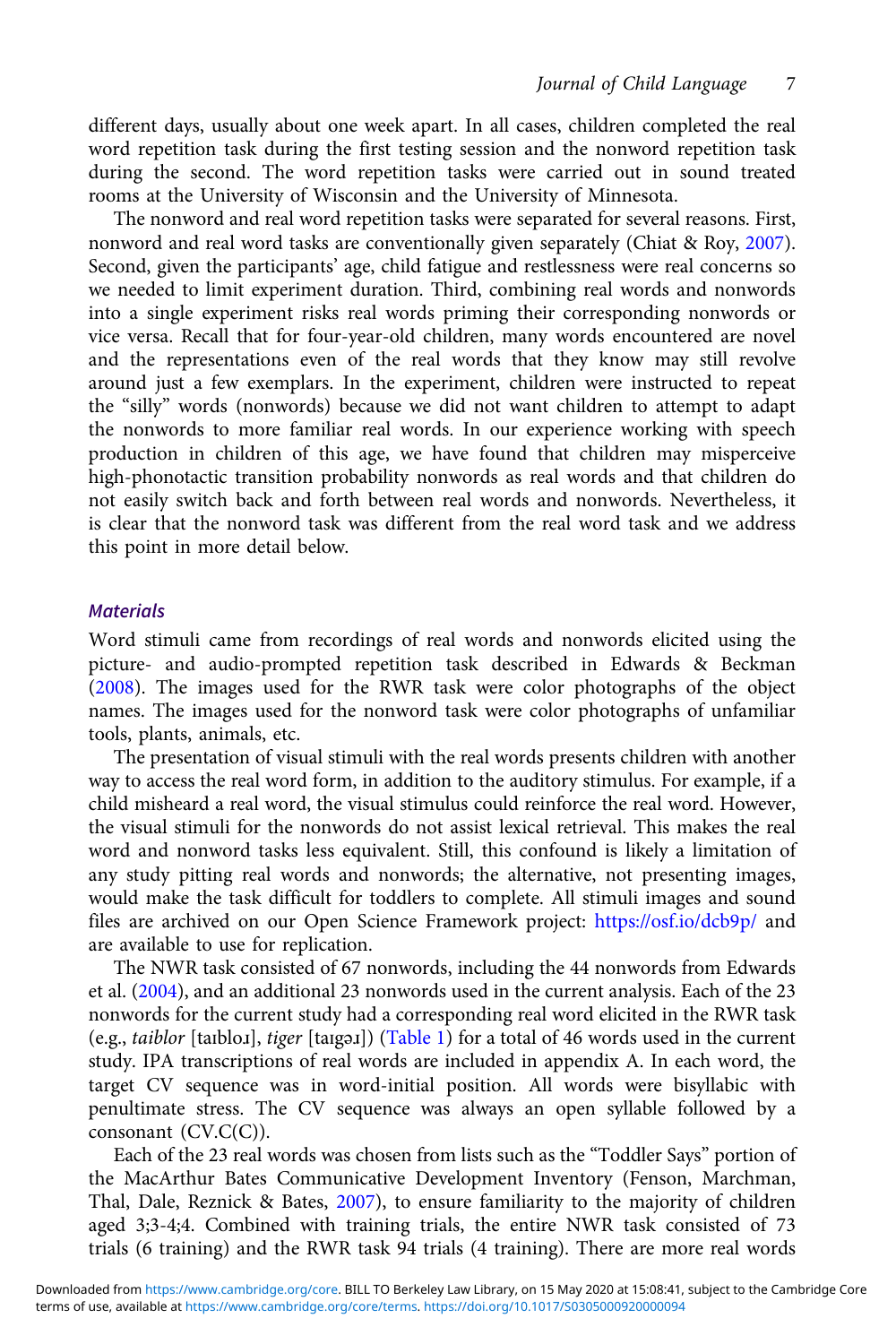different days, usually about one week apart. In all cases, children completed the real word repetition task during the first testing session and the nonword repetition task during the second. The word repetition tasks were carried out in sound treated rooms at the University of Wisconsin and the University of Minnesota.

The nonword and real word repetition tasks were separated for several reasons. First, nonword and real word tasks are conventionally given separately (Chiat & Roy, 2007). Second, given the participants' age, child fatigue and restlessness were real concerns so we needed to limit experiment duration. Third, combining real words and nonwords into a single experiment risks real words priming their corresponding nonwords or vice versa. Recall that for four-year-old children, many words encountered are novel and the representations even of the real words that they know may still revolve around just a few exemplars. In the experiment, children were instructed to repeat the "silly" words (nonwords) because we did not want children to attempt to adapt the nonwords to more familiar real words. In our experience working with speech production in children of this age, we have found that children may misperceive high-phonotactic transition probability nonwords as real words and that children do not easily switch back and forth between real words and nonwords. Nevertheless, it is clear that the nonword task was different from the real word task and we address this point in more detail below.

### *Materials*

Word stimuli came from recordings of real words and nonwords elicited using the picture- and audio-prompted repetition task described in Edwards & Beckman (2008). The images used for the RWR task were color photographs of the object names. The images used for the nonword task were color photographs of unfamiliar tools, plants, animals, etc.

The presentation of visual stimuli with the real words presents children with another way to access the real word form, in addition to the auditory stimulus. For example, if a child misheard a real word, the visual stimulus could reinforce the real word. However, the visual stimuli for the nonwords do not assist lexical retrieval. This makes the real word and nonword tasks less equivalent. Still, this confound is likely a limitation of any study pitting real words and nonwords; the alternative, not presenting images, would make the task difficult for toddlers to complete. All stimuli images and sound files are archived on our Open Science Framework project: https://osf.io/dcb9p/ and are available to use for replication.

The NWR task consisted of 67 nonwords, including the 44 nonwords from Edwards et al. (2004), and an additional 23 nonwords used in the current analysis. Each of the 23 nonwords for the current study had a corresponding real word elicited in the RWR task (e.g., *taiblor* [taɪbloɹ], *tiger* [taɪgəɹ]) (Table 1) for a total of 46 words used in the current study. IPA transcriptions of real words are included in appendix A. In each word, the target CV sequence was in word-initial position. All words were bisyllabic with penultimate stress. The CV sequence was always an open syllable followed by a consonant (CV.C(C)).

Each of the 23 real words was chosen from lists such as the "Toddler Says" portion of the MacArthur Bates Communicative Development Inventory (Fenson, Marchman, Thal, Dale, Reznick & Bates, 2007), to ensure familiarity to the majority of children aged 3;3-4;4. Combined with training trials, the entire NWR task consisted of 73 trials (6 training) and the RWR task 94 trials (4 training). There are more real words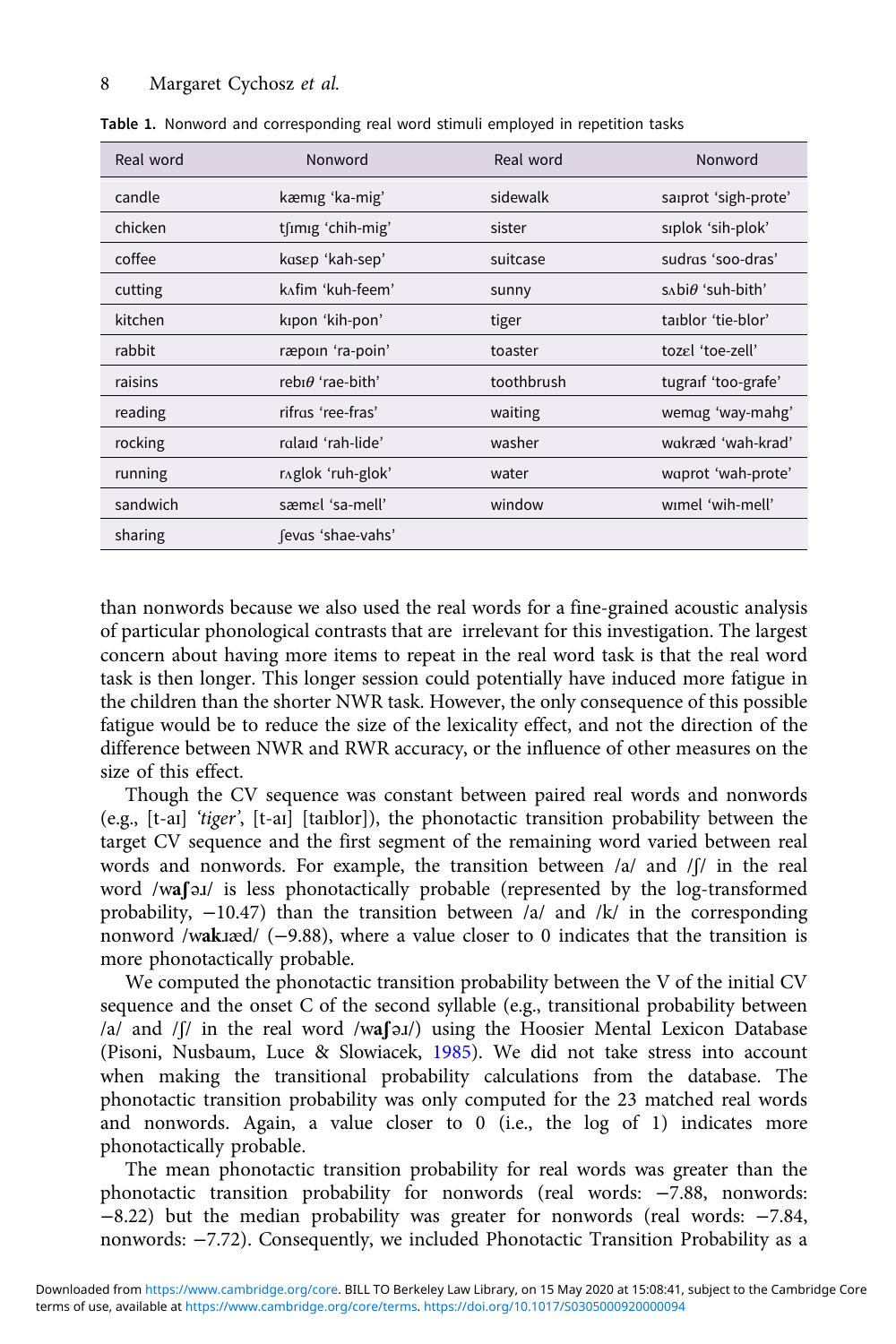**Table 1.** Nonword and corresponding real word stimuli employed in repetition tasks

| Real word | Nonword | Real word | Nonword |
|---|---|---|---|
| candle | kæmɪg 'ka-mig' | sidewalk | saɪprot 'sigh-prote' |
| chicken | tʃɪmɪg 'chih-mig' | sister | sɪplok 'sih-plok' |
| coffee | kɑsɛp 'kah-sep' | suitcase | sudrɑs 'soo-dras' |
| cutting | kʌfim 'kuh-feem' | sunny | sʌbiθ 'suh-bith' |
| kitchen | kɪpon 'kih-pon' | tiger | taɪblor 'tie-blor' |
| rabbit | ræpoɪn 'ra-poin' | toaster | tozɛl 'toe-zell' |
| raisins | rebɪθ 'rae-bith' | toothbrush | tugraɪf 'too-grafe' |
| reading | rifrɑs 'ree-fras' | waiting | wemɑg 'way-mahg' |
| rocking | rɑlaɪd 'rah-lide' | washer | wɑkræd 'wah-krad' |
| running | rʌglok 'ruh-glok' | water | wɑprot 'wah-prote' |
| sandwich | sæmɛl 'sa-mell' | window | wɪmel 'wih-mell' |
| sharing | ʃevɑs 'shae-vahs' | | |

than nonwords because we also used the real words for a fine-grained acoustic analysis of particular phonological contrasts that are irrelevant for this investigation. The largest concern about having more items to repeat in the real word task is that the real word task is then longer. This longer session could potentially have induced more fatigue in the children than the shorter NWR task. However, the only consequence of this possible fatigue would be to reduce the size of the lexicality effect, and not the direction of the difference between NWR and RWR accuracy, or the influence of other measures on the size of this effect.

Though the CV sequence was constant between paired real words and nonwords (e.g., [t-aɪ] *'tiger'*, [t-aɪ] [taɪblor]), the phonotactic transition probability between the target CV sequence and the first segment of the remaining word varied between real words and nonwords. For example, the transition between /a/ and /ʃ/ in the real word /w**aʃ**əɹ/ is less phonotactically probable (represented by the log-transformed probability, −10.47) than the transition between /a/ and /k/ in the corresponding nonword /w**ak**ɹæd/ (−9.88), where a value closer to 0 indicates that the transition is more phonotactically probable.

We computed the phonotactic transition probability between the V of the initial CV sequence and the onset C of the second syllable (e.g., transitional probability between /a/ and /ʃ/ in the real word /w**aʃ**əɹ/) using the Hoosier Mental Lexicon Database (Pisoni, Nusbaum, Luce & Slowiacek, 1985). We did not take stress into account when making the transitional probability calculations from the database. The phonotactic transition probability was only computed for the 23 matched real words and nonwords. Again, a value closer to 0 (i.e., the log of 1) indicates more phonotactically probable.

The mean phonotactic transition probability for real words was greater than the phonotactic transition probability for nonwords (real words: −7.88, nonwords: −8.22) but the median probability was greater for nonwords (real words: −7.84, nonwords: −7.72). Consequently, we included Phonotactic Transition Probability as a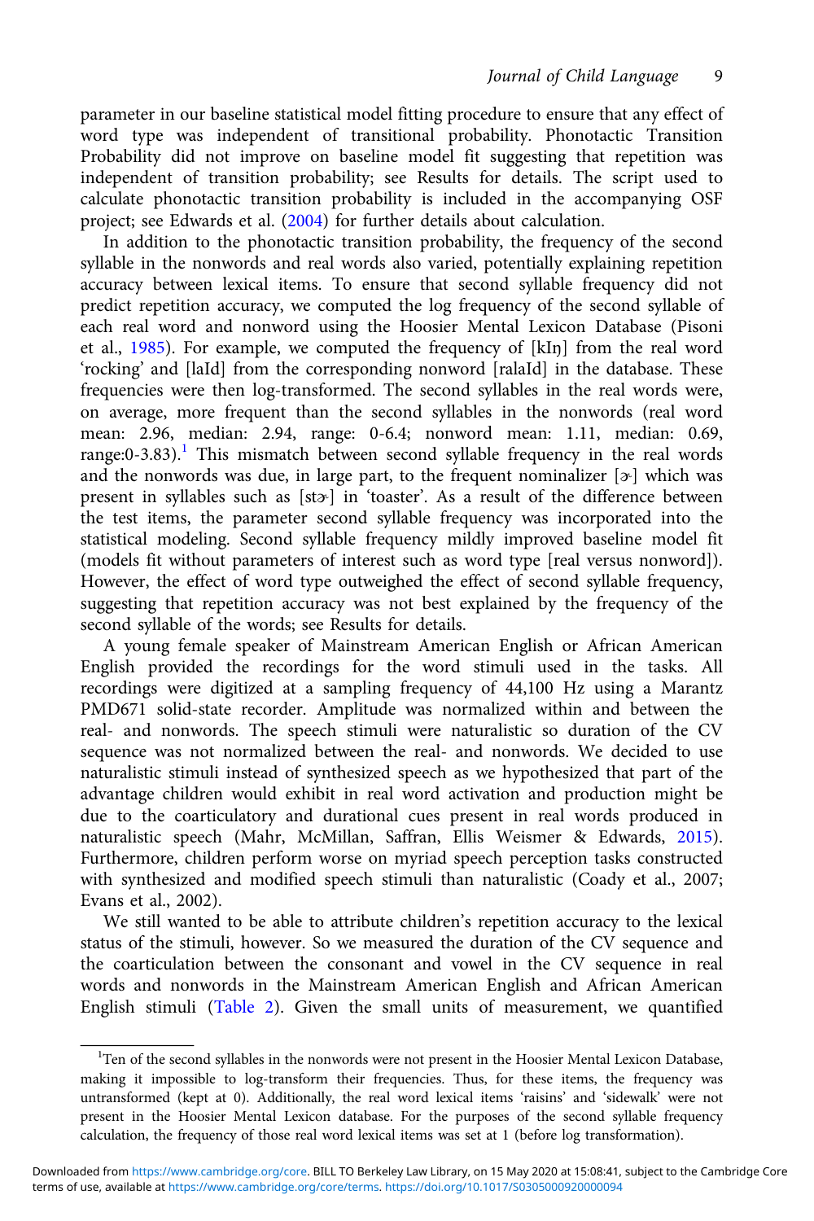parameter in our baseline statistical model fitting procedure to ensure that any effect of word type was independent of transitional probability. Phonotactic Transition Probability did not improve on baseline model fit suggesting that repetition was independent of transition probability; see Results for details. The script used to calculate phonotactic transition probability is included in the accompanying OSF project; see Edwards et al. (2004) for further details about calculation.

In addition to the phonotactic transition probability, the frequency of the second syllable in the nonwords and real words also varied, potentially explaining repetition accuracy between lexical items. To ensure that second syllable frequency did not predict repetition accuracy, we computed the log frequency of the second syllable of each real word and nonword using the Hoosier Mental Lexicon Database (Pisoni et al., 1985). For example, we computed the frequency of [kIŋ] from the real word 'rocking' and [laId] from the corresponding nonword [ralaId] in the database. These frequencies were then log-transformed. The second syllables in the real words were, on average, more frequent than the second syllables in the nonwords (real word mean: 2.96, median: 2.94, range: 0-6.4; nonword mean: 1.11, median: 0.69, range:0-3.83).[1] This mismatch between second syllable frequency in the real words and the nonwords was due, in large part, to the frequent nominalizer [ɚ] which was present in syllables such as [stɚ] in 'toaster'. As a result of the difference between the test items, the parameter second syllable frequency was incorporated into the statistical modeling. Second syllable frequency mildly improved baseline model fit (models fit without parameters of interest such as word type [real versus nonword]). However, the effect of word type outweighed the effect of second syllable frequency, suggesting that repetition accuracy was not best explained by the frequency of the second syllable of the words; see Results for details.

A young female speaker of Mainstream American English or African American English provided the recordings for the word stimuli used in the tasks. All recordings were digitized at a sampling frequency of 44,100 Hz using a Marantz PMD671 solid-state recorder. Amplitude was normalized within and between the real- and nonwords. The speech stimuli were naturalistic so duration of the CV sequence was not normalized between the real- and nonwords. We decided to use naturalistic stimuli instead of synthesized speech as we hypothesized that part of the advantage children would exhibit in real word activation and production might be due to the coarticulatory and durational cues present in real words produced in naturalistic speech (Mahr, McMillan, Saffran, Ellis Weismer & Edwards, 2015). Furthermore, children perform worse on myriad speech perception tasks constructed with synthesized and modified speech stimuli than naturalistic (Coady et al., 2007; Evans et al., 2002).

We still wanted to be able to attribute children's repetition accuracy to the lexical status of the stimuli, however. So we measured the duration of the CV sequence and the coarticulation between the consonant and vowel in the CV sequence in real words and nonwords in the Mainstream American English and African American English stimuli (Table 2). Given the small units of measurement, we quantified

[1]Ten of the second syllables in the nonwords were not present in the Hoosier Mental Lexicon Database, making it impossible to log-transform their frequencies. Thus, for these items, the frequency was untransformed (kept at 0). Additionally, the real word lexical items 'raisins' and 'sidewalk' were not present in the Hoosier Mental Lexicon database. For the purposes of the second syllable frequency calculation, the frequency of those real word lexical items was set at 1 (before log transformation).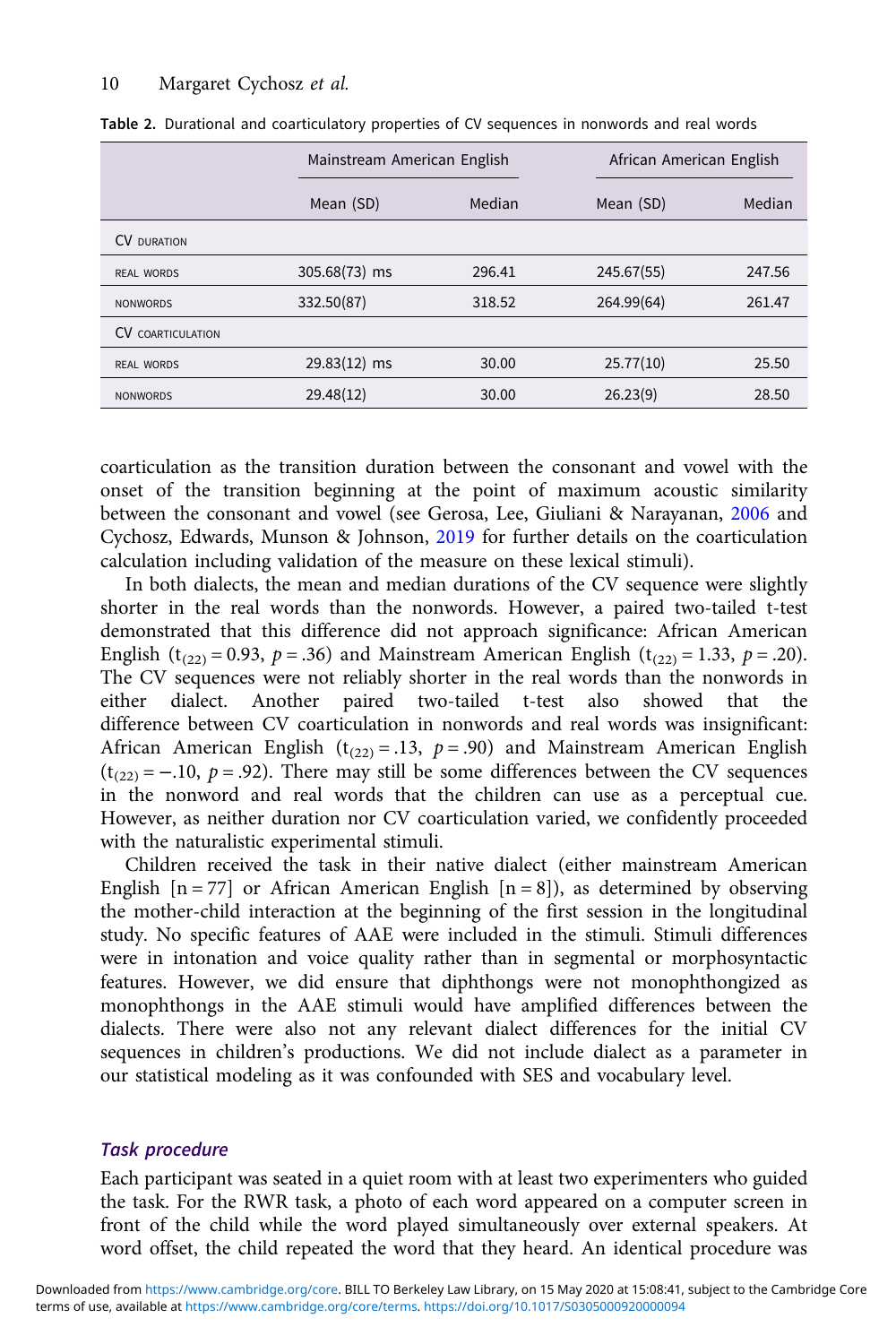**Table 2.** Durational and coarticulatory properties of CV sequences in nonwords and real words

| | Mainstream American English | | African American English | |
|---|---|---|---|---|
| | Mean (SD) | Median | Mean (SD) | Median |
| CV DURATION | | | | |
| REAL WORDS | 305.68(73) ms | 296.41 | 245.67(55) | 247.56 |
| NONWORDS | 332.50(87) | 318.52 | 264.99(64) | 261.47 |
| CV COARTICULATION | | | | |
| REAL WORDS | 29.83(12) ms | 30.00 | 25.77(10) | 25.50 |
| NONWORDS | 29.48(12) | 30.00 | 26.23(9) | 28.50 |

coarticulation as the transition duration between the consonant and vowel with the onset of the transition beginning at the point of maximum acoustic similarity between the consonant and vowel (see Gerosa, Lee, Giuliani & Narayanan, 2006 and Cychosz, Edwards, Munson & Johnson, 2019 for further details on the coarticulation calculation including validation of the measure on these lexical stimuli).

In both dialects, the mean and median durations of the CV sequence were slightly shorter in the real words than the nonwords. However, a paired two-tailed t-test demonstrated that this difference did not approach significance: African American English ($t_{(22)} = 0.93$, $p = .36$) and Mainstream American English ($t_{(22)} = 1.33$, $p = .20$). The CV sequences were not reliably shorter in the real words than the nonwords in either dialect. Another paired two-tailed t-test also showed that the difference between CV coarticulation in nonwords and real words was insignificant: African American English ($t_{(22)} = .13$, $p = .90$) and Mainstream American English ($t_{(22)} = -.10$, $p = .92$). There may still be some differences between the CV sequences in the nonword and real words that the children can use as a perceptual cue. However, as neither duration nor CV coarticulation varied, we confidently proceeded with the naturalistic experimental stimuli.

Children received the task in their native dialect (either mainstream American English [n = 77] or African American English [n = 8]), as determined by observing the mother-child interaction at the beginning of the first session in the longitudinal study. No specific features of AAE were included in the stimuli. Stimuli differences were in intonation and voice quality rather than in segmental or morphosyntactic features. However, we did ensure that diphthongs were not monophthongized as monophthongs in the AAE stimuli would have amplified differences between the dialects. There were also not any relevant dialect differences for the initial CV sequences in children's productions. We did not include dialect as a parameter in our statistical modeling as it was confounded with SES and vocabulary level.

### *Task procedure*

Each participant was seated in a quiet room with at least two experimenters who guided the task. For the RWR task, a photo of each word appeared on a computer screen in front of the child while the word played simultaneously over external speakers. At word offset, the child repeated the word that they heard. An identical procedure was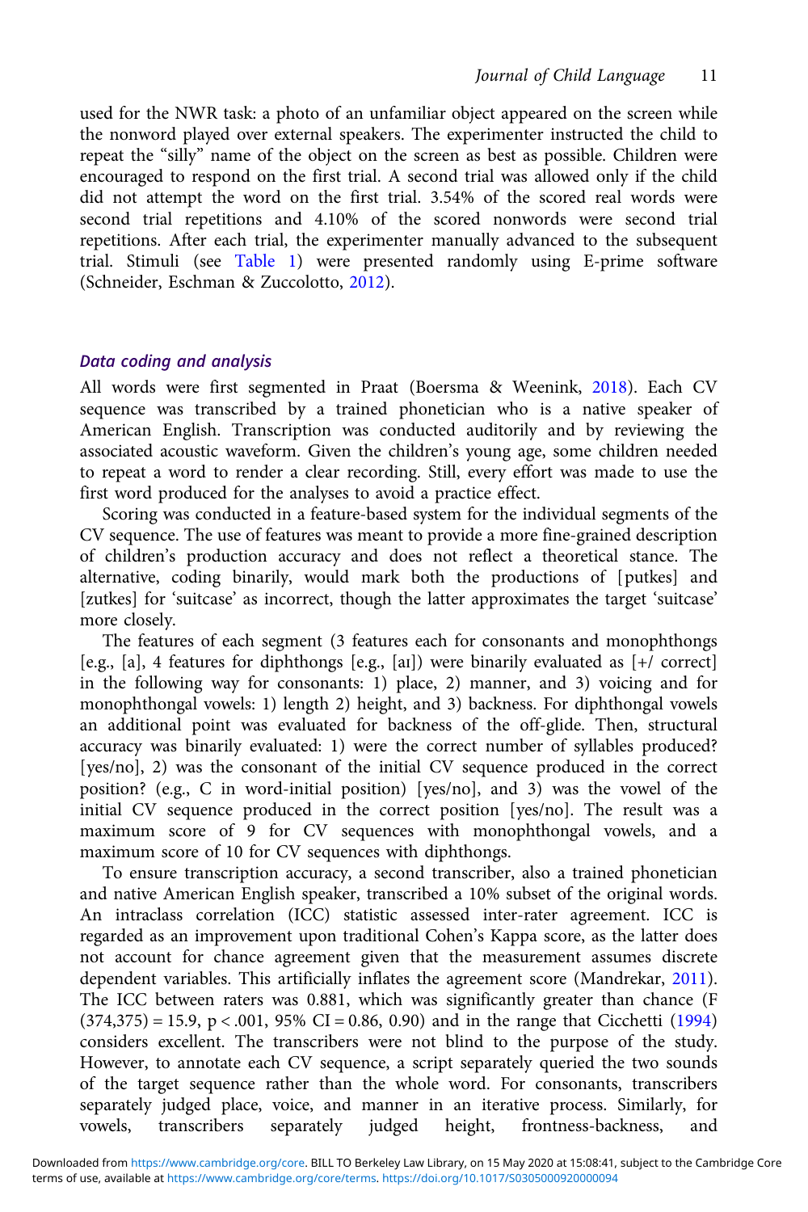used for the NWR task: a photo of an unfamiliar object appeared on the screen while the nonword played over external speakers. The experimenter instructed the child to repeat the "silly" name of the object on the screen as best as possible. Children were encouraged to respond on the first trial. A second trial was allowed only if the child did not attempt the word on the first trial. 3.54% of the scored real words were second trial repetitions and 4.10% of the scored nonwords were second trial repetitions. After each trial, the experimenter manually advanced to the subsequent trial. Stimuli (see Table 1) were presented randomly using E-prime software (Schneider, Eschman & Zuccolotto, 2012).

### *Data coding and analysis*

All words were first segmented in Praat (Boersma & Weenink, 2018). Each CV sequence was transcribed by a trained phonetician who is a native speaker of American English. Transcription was conducted auditorily and by reviewing the associated acoustic waveform. Given the children's young age, some children needed to repeat a word to render a clear recording. Still, every effort was made to use the first word produced for the analyses to avoid a practice effect.

Scoring was conducted in a feature-based system for the individual segments of the CV sequence. The use of features was meant to provide a more fine-grained description of children's production accuracy and does not reflect a theoretical stance. The alternative, coding binarily, would mark both the productions of [putkes] and [zutkes] for 'suitcase' as incorrect, though the latter approximates the target 'suitcase' more closely.

The features of each segment (3 features each for consonants and monophthongs [e.g., [a], 4 features for diphthongs [e.g., [aɪ]) were binarily evaluated as [+/ correct] in the following way for consonants: 1) place, 2) manner, and 3) voicing and for monophthongal vowels: 1) length 2) height, and 3) backness. For diphthongal vowels an additional point was evaluated for backness of the off-glide. Then, structural accuracy was binarily evaluated: 1) were the correct number of syllables produced? [yes/no], 2) was the consonant of the initial CV sequence produced in the correct position? (e.g., C in word-initial position) [yes/no], and 3) was the vowel of the initial CV sequence produced in the correct position [yes/no]. The result was a maximum score of 9 for CV sequences with monophthongal vowels, and a maximum score of 10 for CV sequences with diphthongs.

To ensure transcription accuracy, a second transcriber, also a trained phonetician and native American English speaker, transcribed a 10% subset of the original words. An intraclass correlation (ICC) statistic assessed inter-rater agreement. ICC is regarded as an improvement upon traditional Cohen's Kappa score, as the latter does not account for chance agreement given that the measurement assumes discrete dependent variables. This artificially inflates the agreement score (Mandrekar, 2011). The ICC between raters was 0.881, which was significantly greater than chance ($F(374,375) = 15.9$, $p < .001$, 95% CI = 0.86, 0.90) and in the range that Cicchetti (1994) considers excellent. The transcribers were not blind to the purpose of the study. However, to annotate each CV sequence, a script separately queried the two sounds of the target sequence rather than the whole word. For consonants, transcribers separately judged place, voice, and manner in an iterative process. Similarly, for vowels, transcribers separately judged height, frontness-backness, and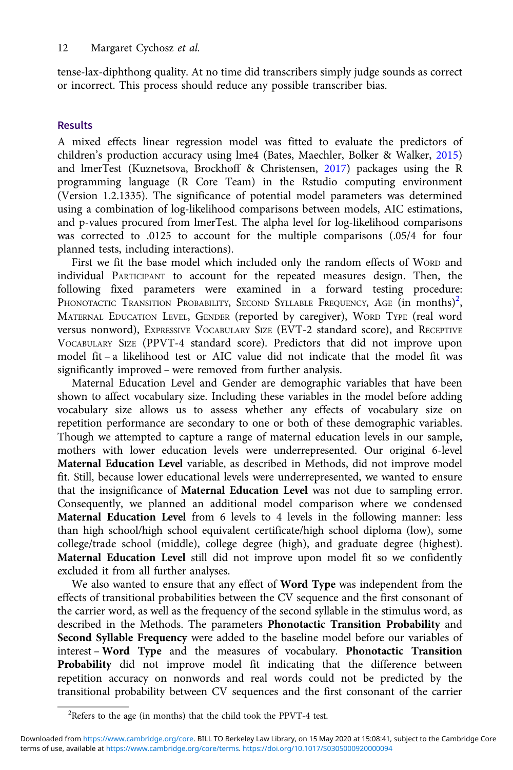tense-lax-diphthong quality. At no time did transcribers simply judge sounds as correct or incorrect. This process should reduce any possible transcriber bias.

## Results

A mixed effects linear regression model was fitted to evaluate the predictors of children's production accuracy using lme4 (Bates, Maechler, Bolker & Walker, 2015) and lmerTest (Kuznetsova, Brockhoff & Christensen, 2017) packages using the R programming language (R Core Team) in the Rstudio computing environment (Version 1.2.1335). The significance of potential model parameters was determined using a combination of log-likelihood comparisons between models, AIC estimations, and p-values procured from lmerTest. The alpha level for log-likelihood comparisons was corrected to .0125 to account for the multiple comparisons (.05/4 for four planned tests, including interactions).

First we fit the base model which included only the random effects of Word and individual Participant to account for the repeated measures design. Then, the following fixed parameters were examined in a forward testing procedure: Phonotactic Transition Probability, Second Syllable Frequency, Age (in months)[2], Maternal Education Level, Gender (reported by caregiver), Word Type (real word versus nonword), Expressive Vocabulary Size (EVT-2 standard score), and Receptive Vocabulary Size (PPVT-4 standard score). Predictors that did not improve upon model fit – a likelihood test or AIC value did not indicate that the model fit was significantly improved – were removed from further analysis.

Maternal Education Level and Gender are demographic variables that have been shown to affect vocabulary size. Including these variables in the model before adding vocabulary size allows us to assess whether any effects of vocabulary size on repetition performance are secondary to one or both of these demographic variables. Though we attempted to capture a range of maternal education levels in our sample, mothers with lower education levels were underrepresented. Our original 6-level **Maternal Education Level** variable, as described in Methods, did not improve model fit. Still, because lower educational levels were underrepresented, we wanted to ensure that the insignificance of **Maternal Education Level** was not due to sampling error. Consequently, we planned an additional model comparison where we condensed **Maternal Education Level** from 6 levels to 4 levels in the following manner: less than high school/high school equivalent certificate/high school diploma (low), some college/trade school (middle), college degree (high), and graduate degree (highest). **Maternal Education Level** still did not improve upon model fit so we confidently excluded it from all further analyses.

We also wanted to ensure that any effect of **Word Type** was independent from the effects of transitional probabilities between the CV sequence and the first consonant of the carrier word, as well as the frequency of the second syllable in the stimulus word, as described in the Methods. The parameters **Phonotactic Transition Probability** and **Second Syllable Frequency** were added to the baseline model before our variables of interest – **Word Type** and the measures of vocabulary. **Phonotactic Transition Probability** did not improve model fit indicating that the difference between repetition accuracy on nonwords and real words could not be predicted by the transitional probability between CV sequences and the first consonant of the carrier

[2]Refers to the age (in months) that the child took the PPVT-4 test.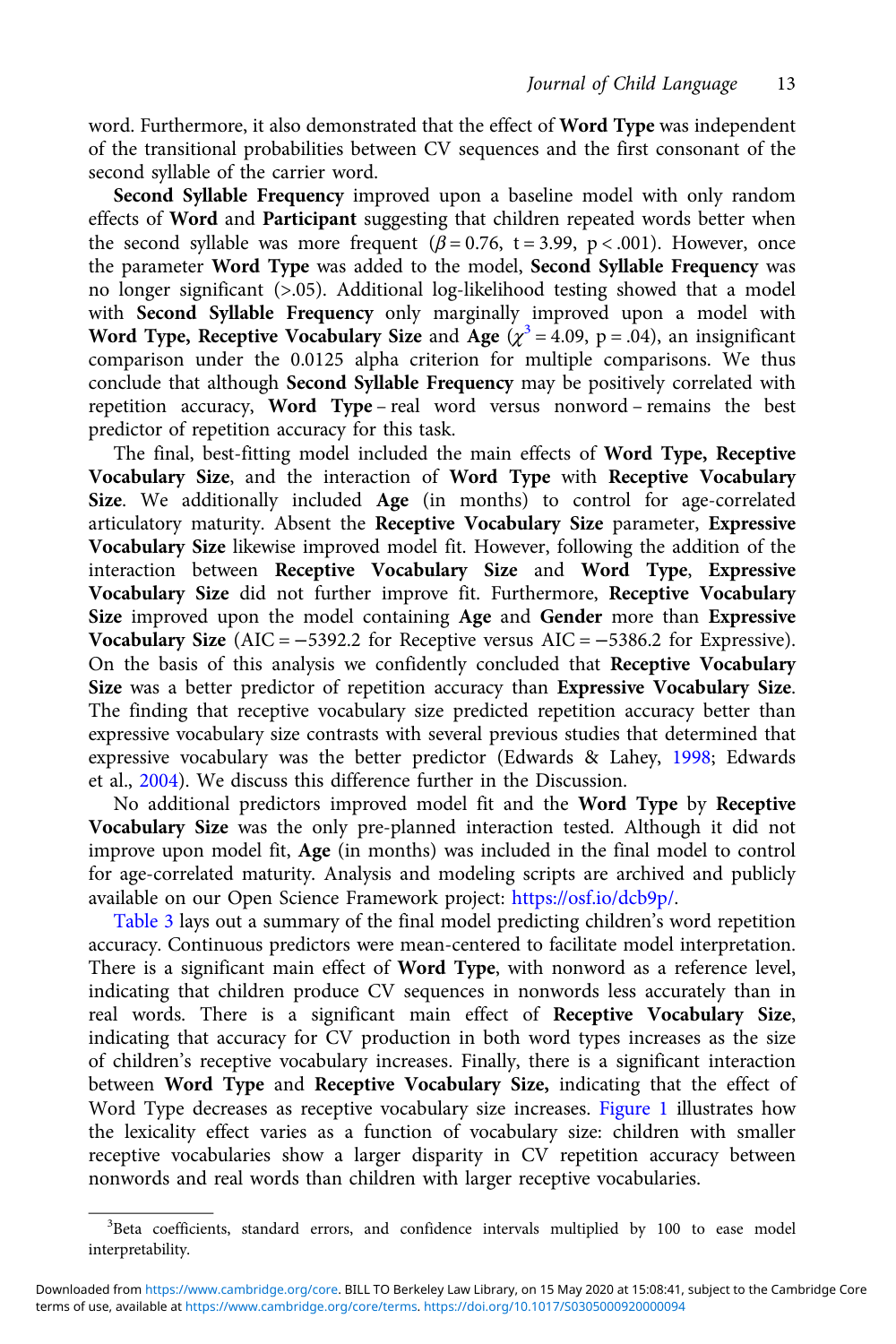word. Furthermore, it also demonstrated that the effect of **Word Type** was independent of the transitional probabilities between CV sequences and the first consonant of the second syllable of the carrier word.

**Second Syllable Frequency** improved upon a baseline model with only random effects of **Word** and **Participant** suggesting that children repeated words better when the second syllable was more frequent ($\beta = 0.76$, $t = 3.99$, $p < .001$). However, once the parameter **Word Type** was added to the model, **Second Syllable Frequency** was no longer significant (>.05). Additional log-likelihood testing showed that a model with **Second Syllable Frequency** only marginally improved upon a model with **Word Type, Receptive Vocabulary Size** and **Age** ($\chi^3 = 4.09$, $p = .04$), an insignificant comparison under the 0.0125 alpha criterion for multiple comparisons. We thus conclude that although **Second Syllable Frequency** may be positively correlated with repetition accuracy, **Word Type** – real word versus nonword – remains the best predictor of repetition accuracy for this task.

The final, best-fitting model included the main effects of **Word Type, Receptive Vocabulary Size**, and the interaction of **Word Type** with **Receptive Vocabulary Size**. We additionally included **Age** (in months) to control for age-correlated articulatory maturity. Absent the **Receptive Vocabulary Size** parameter, **Expressive Vocabulary Size** likewise improved model fit. However, following the addition of the interaction between **Receptive Vocabulary Size** and **Word Type**, **Expressive Vocabulary Size** did not further improve fit. Furthermore, **Receptive Vocabulary Size** improved upon the model containing **Age** and **Gender** more than **Expressive Vocabulary Size** (AIC = −5392.2 for Receptive versus AIC = −5386.2 for Expressive). On the basis of this analysis we confidently concluded that **Receptive Vocabulary Size** was a better predictor of repetition accuracy than **Expressive Vocabulary Size**. The finding that receptive vocabulary size predicted repetition accuracy better than expressive vocabulary size contrasts with several previous studies that determined that expressive vocabulary was the better predictor (Edwards & Lahey, 1998; Edwards et al., 2004). We discuss this difference further in the Discussion.

No additional predictors improved model fit and the **Word Type** by **Receptive Vocabulary Size** was the only pre-planned interaction tested. Although it did not improve upon model fit, **Age** (in months) was included in the final model to control for age-correlated maturity. Analysis and modeling scripts are archived and publicly available on our Open Science Framework project: https://osf.io/dcb9p/.

Table 3 lays out a summary of the final model predicting children's word repetition accuracy. Continuous predictors were mean-centered to facilitate model interpretation. There is a significant main effect of **Word Type**, with nonword as a reference level, indicating that children produce CV sequences in nonwords less accurately than in real words. There is a significant main effect of **Receptive Vocabulary Size**, indicating that accuracy for CV production in both word types increases as the size of children's receptive vocabulary increases. Finally, there is a significant interaction between **Word Type** and **Receptive Vocabulary Size,** indicating that the effect of Word Type decreases as receptive vocabulary size increases. Figure 1 illustrates how the lexicality effect varies as a function of vocabulary size: children with smaller receptive vocabularies show a larger disparity in CV repetition accuracy between nonwords and real words than children with larger receptive vocabularies.

[3]Beta coefficients, standard errors, and confidence intervals multiplied by 100 to ease model interpretability.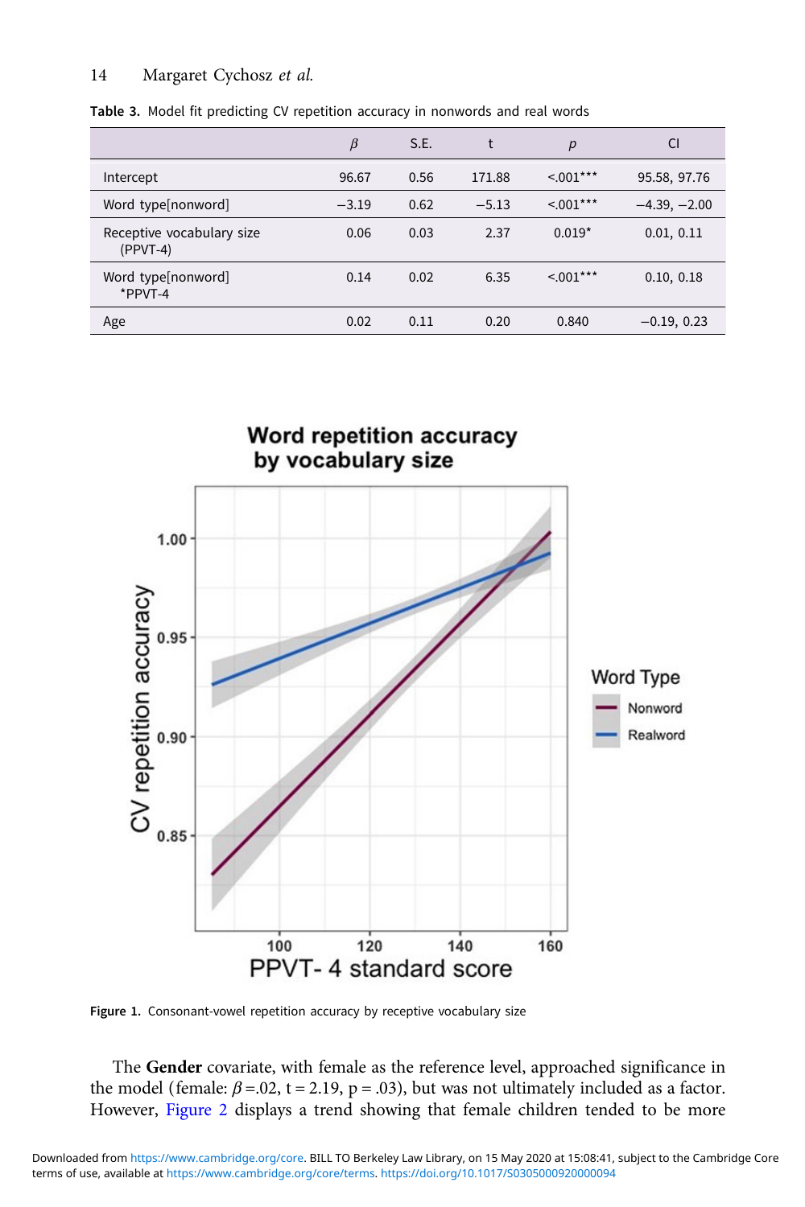**Table 3.** Model fit predicting CV repetition accuracy in nonwords and real words

| | $\beta$ | S.E. | t | $p$ | CI |
|---|---|---|---|---|---|
| Intercept | 96.67 | 0.56 | 171.88 | <.001*** | 95.58, 97.76 |
| Word type[nonword] | −3.19 | 0.62 | −5.13 | <.001*** | −4.39, −2.00 |
| Receptive vocabulary size (PPVT-4) | 0.06 | 0.03 | 2.37 | 0.019* | 0.01, 0.11 |
| Word type[nonword] *PPVT-4 | 0.14 | 0.02 | 6.35 | <.001*** | 0.10, 0.18 |
| Age | 0.02 | 0.11 | 0.20 | 0.840 | −0.19, 0.23 |

**Figure 1.** Consonant-vowel repetition accuracy by receptive vocabulary size

The **Gender** covariate, with female as the reference level, approached significance in the model (female: $\beta$ =.02, t = 2.19, p = .03), but was not ultimately included as a factor. However, Figure 2 displays a trend showing that female children tended to be more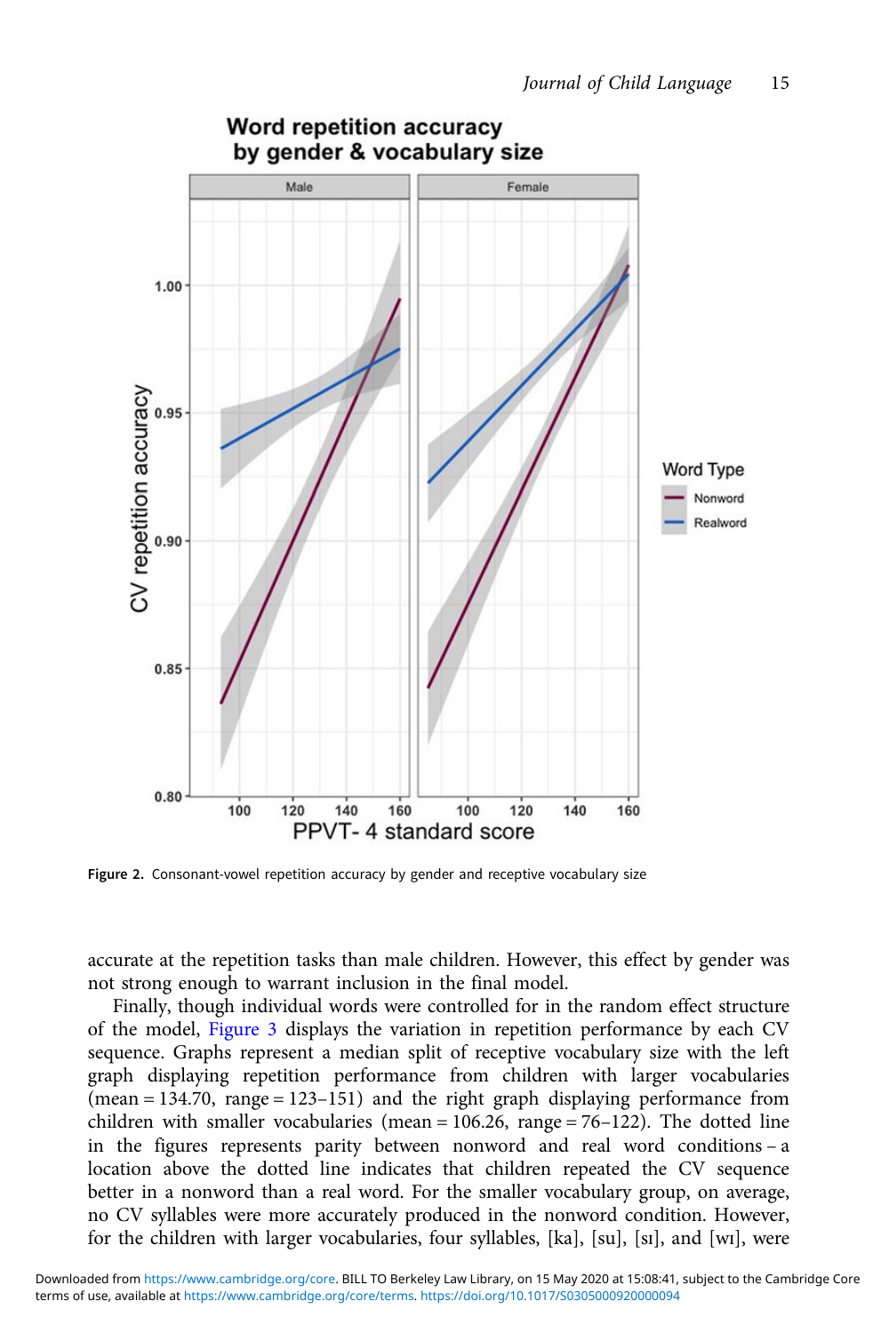Figure 2. Consonant-vowel repetition accuracy by gender and receptive vocabulary size

accurate at the repetition tasks than male children. However, this effect by gender was not strong enough to warrant inclusion in the final model.

Finally, though individual words were controlled for in the random effect structure of the model, Figure 3 displays the variation in repetition performance by each CV sequence. Graphs represent a median split of receptive vocabulary size with the left graph displaying repetition performance from children with larger vocabularies (mean = 134.70, range = 123–151) and the right graph displaying performance from children with smaller vocabularies (mean = 106.26, range = 76–122). The dotted line in the figures represents parity between nonword and real word conditions – a location above the dotted line indicates that children repeated the CV sequence better in a nonword than a real word. For the smaller vocabulary group, on average, no CV syllables were more accurately produced in the nonword condition. However, for the children with larger vocabularies, four syllables, [ka], [su], [sɪ], and [wɪ], were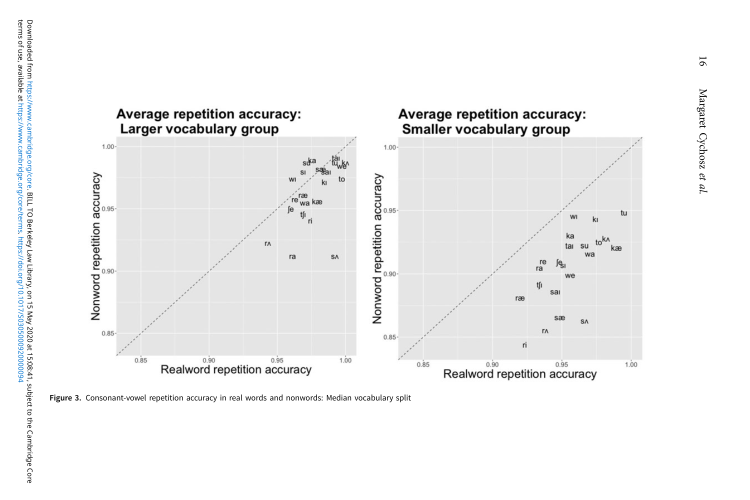**Figure 3.** Consonant-vowel repetition accuracy in real words and nonwords: Median vocabulary split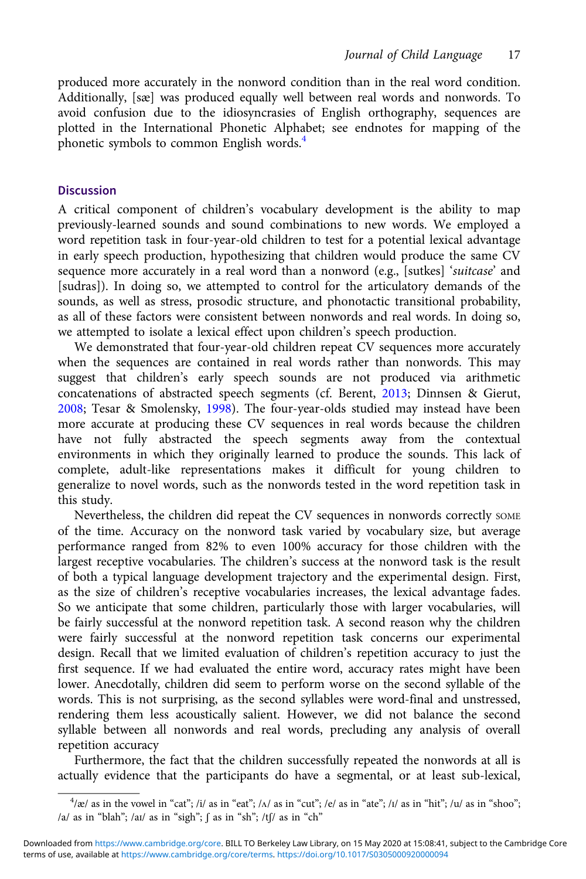produced more accurately in the nonword condition than in the real word condition. Additionally, [sæ] was produced equally well between real words and nonwords. To avoid confusion due to the idiosyncrasies of English orthography, sequences are plotted in the International Phonetic Alphabet; see endnotes for mapping of the phonetic symbols to common English words.[4]

## Discussion

A critical component of children's vocabulary development is the ability to map previously-learned sounds and sound combinations to new words. We employed a word repetition task in four-year-old children to test for a potential lexical advantage in early speech production, hypothesizing that children would produce the same CV sequence more accurately in a real word than a nonword (e.g., [sutkes] '*suitcase*' and [sudras]). In doing so, we attempted to control for the articulatory demands of the sounds, as well as stress, prosodic structure, and phonotactic transitional probability, as all of these factors were consistent between nonwords and real words. In doing so, we attempted to isolate a lexical effect upon children's speech production.

We demonstrated that four-year-old children repeat CV sequences more accurately when the sequences are contained in real words rather than nonwords. This may suggest that children's early speech sounds are not produced via arithmetic concatenations of abstracted speech segments (cf. Berent, 2013; Dinnsen & Gierut, 2008; Tesar & Smolensky, 1998). The four-year-olds studied may instead have been more accurate at producing these CV sequences in real words because the children have not fully abstracted the speech segments away from the contextual environments in which they originally learned to produce the sounds. This lack of complete, adult-like representations makes it difficult for young children to generalize to novel words, such as the nonwords tested in the word repetition task in this study.

Nevertheless, the children did repeat the CV sequences in nonwords correctly SOME of the time. Accuracy on the nonword task varied by vocabulary size, but average performance ranged from 82% to even 100% accuracy for those children with the largest receptive vocabularies. The children's success at the nonword task is the result of both a typical language development trajectory and the experimental design. First, as the size of children's receptive vocabularies increases, the lexical advantage fades. So we anticipate that some children, particularly those with larger vocabularies, will be fairly successful at the nonword repetition task. A second reason why the children were fairly successful at the nonword repetition task concerns our experimental design. Recall that we limited evaluation of children's repetition accuracy to just the first sequence. If we had evaluated the entire word, accuracy rates might have been lower. Anecdotally, children did seem to perform worse on the second syllable of the words. This is not surprising, as the second syllables were word-final and unstressed, rendering them less acoustically salient. However, we did not balance the second syllable between all nonwords and real words, precluding any analysis of overall repetition accuracy

Furthermore, the fact that the children successfully repeated the nonwords at all is actually evidence that the participants do have a segmental, or at least sub-lexical,

[4] /æ/ as in the vowel in "cat"; /i/ as in "eat"; /ʌ/ as in "cut"; /e/ as in "ate"; /ɪ/ as in "hit"; /u/ as in "shoo"; /a/ as in "blah"; /aɪ/ as in "sigh"; ʃ as in "sh"; /tʃ/ as in "ch"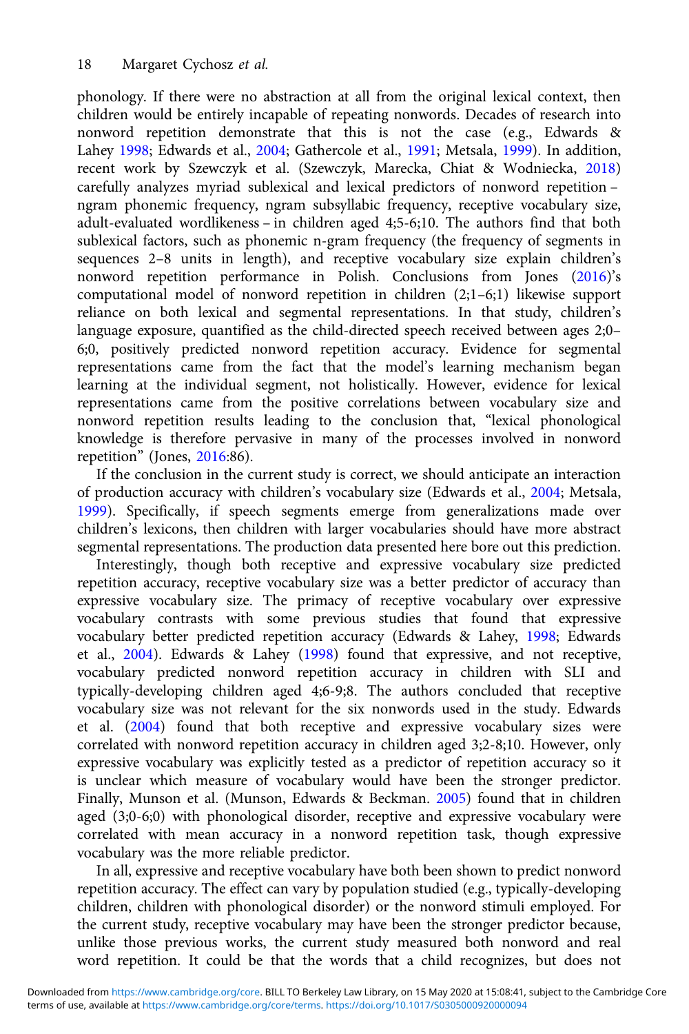phonology. If there were no abstraction at all from the original lexical context, then children would be entirely incapable of repeating nonwords. Decades of research into nonword repetition demonstrate that this is not the case (e.g., Edwards & Lahey 1998; Edwards et al., 2004; Gathercole et al., 1991; Metsala, 1999). In addition, recent work by Szewczyk et al. (Szewczyk, Marecka, Chiat & Wodniecka, 2018) carefully analyzes myriad sublexical and lexical predictors of nonword repetition – ngram phonemic frequency, ngram subsyllabic frequency, receptive vocabulary size, adult-evaluated wordlikeness – in children aged 4;5-6;10. The authors find that both sublexical factors, such as phonemic n-gram frequency (the frequency of segments in sequences 2–8 units in length), and receptive vocabulary size explain children's nonword repetition performance in Polish. Conclusions from Jones (2016)'s computational model of nonword repetition in children (2;1–6;1) likewise support reliance on both lexical and segmental representations. In that study, children's language exposure, quantified as the child-directed speech received between ages 2;0–6;0, positively predicted nonword repetition accuracy. Evidence for segmental representations came from the fact that the model's learning mechanism began learning at the individual segment, not holistically. However, evidence for lexical representations came from the positive correlations between vocabulary size and nonword repetition results leading to the conclusion that, "lexical phonological knowledge is therefore pervasive in many of the processes involved in nonword repetition" (Jones, 2016:86).

If the conclusion in the current study is correct, we should anticipate an interaction of production accuracy with children's vocabulary size (Edwards et al., 2004; Metsala, 1999). Specifically, if speech segments emerge from generalizations made over children's lexicons, then children with larger vocabularies should have more abstract segmental representations. The production data presented here bore out this prediction.

Interestingly, though both receptive and expressive vocabulary size predicted repetition accuracy, receptive vocabulary size was a better predictor of accuracy than expressive vocabulary size. The primacy of receptive vocabulary over expressive vocabulary contrasts with some previous studies that found that expressive vocabulary better predicted repetition accuracy (Edwards & Lahey, 1998; Edwards et al., 2004). Edwards & Lahey (1998) found that expressive, and not receptive, vocabulary predicted nonword repetition accuracy in children with SLI and typically-developing children aged 4;6-9;8. The authors concluded that receptive vocabulary size was not relevant for the six nonwords used in the study. Edwards et al. (2004) found that both receptive and expressive vocabulary sizes were correlated with nonword repetition accuracy in children aged 3;2-8;10. However, only expressive vocabulary was explicitly tested as a predictor of repetition accuracy so it is unclear which measure of vocabulary would have been the stronger predictor. Finally, Munson et al. (Munson, Edwards & Beckman. 2005) found that in children aged (3;0-6;0) with phonological disorder, receptive and expressive vocabulary were correlated with mean accuracy in a nonword repetition task, though expressive vocabulary was the more reliable predictor.

In all, expressive and receptive vocabulary have both been shown to predict nonword repetition accuracy. The effect can vary by population studied (e.g., typically-developing children, children with phonological disorder) or the nonword stimuli employed. For the current study, receptive vocabulary may have been the stronger predictor because, unlike those previous works, the current study measured both nonword and real word repetition. It could be that the words that a child recognizes, but does not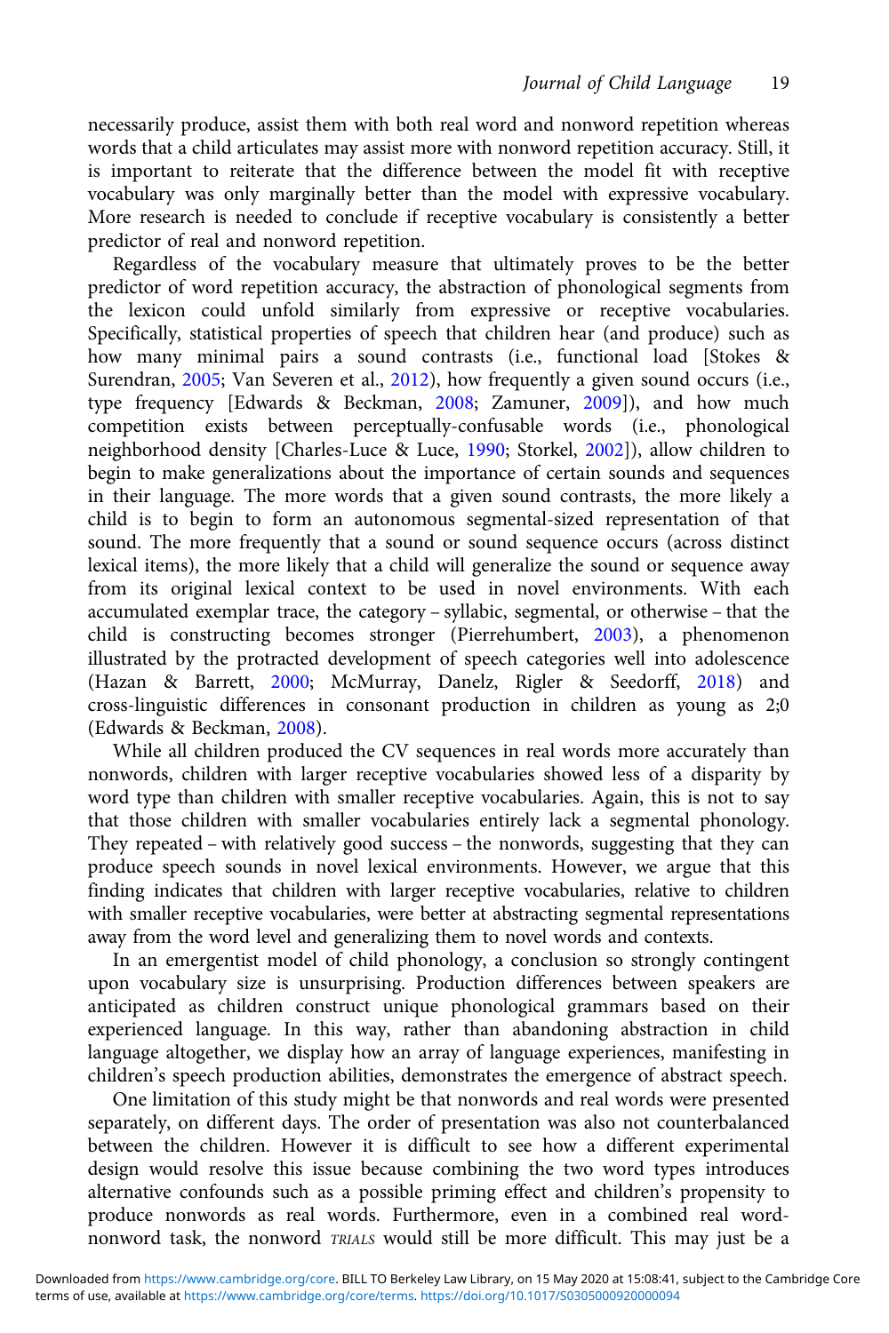necessarily produce, assist them with both real word and nonword repetition whereas words that a child articulates may assist more with nonword repetition accuracy. Still, it is important to reiterate that the difference between the model fit with receptive vocabulary was only marginally better than the model with expressive vocabulary. More research is needed to conclude if receptive vocabulary is consistently a better predictor of real and nonword repetition.

Regardless of the vocabulary measure that ultimately proves to be the better predictor of word repetition accuracy, the abstraction of phonological segments from the lexicon could unfold similarly from expressive or receptive vocabularies. Specifically, statistical properties of speech that children hear (and produce) such as how many minimal pairs a sound contrasts (i.e., functional load [Stokes & Surendran, 2005; Van Severen et al., 2012), how frequently a given sound occurs (i.e., type frequency [Edwards & Beckman, 2008; Zamuner, 2009]), and how much competition exists between perceptually-confusable words (i.e., phonological neighborhood density [Charles-Luce & Luce, 1990; Storkel, 2002]), allow children to begin to make generalizations about the importance of certain sounds and sequences in their language. The more words that a given sound contrasts, the more likely a child is to begin to form an autonomous segmental-sized representation of that sound. The more frequently that a sound or sound sequence occurs (across distinct lexical items), the more likely that a child will generalize the sound or sequence away from its original lexical context to be used in novel environments. With each accumulated exemplar trace, the category – syllabic, segmental, or otherwise – that the child is constructing becomes stronger (Pierrehumbert, 2003), a phenomenon illustrated by the protracted development of speech categories well into adolescence (Hazan & Barrett, 2000; McMurray, Danelz, Rigler & Seedorff, 2018) and cross-linguistic differences in consonant production in children as young as 2;0 (Edwards & Beckman, 2008).

While all children produced the CV sequences in real words more accurately than nonwords, children with larger receptive vocabularies showed less of a disparity by word type than children with smaller receptive vocabularies. Again, this is not to say that those children with smaller vocabularies entirely lack a segmental phonology. They repeated – with relatively good success – the nonwords, suggesting that they can produce speech sounds in novel lexical environments. However, we argue that this finding indicates that children with larger receptive vocabularies, relative to children with smaller receptive vocabularies, were better at abstracting segmental representations away from the word level and generalizing them to novel words and contexts.

In an emergentist model of child phonology, a conclusion so strongly contingent upon vocabulary size is unsurprising. Production differences between speakers are anticipated as children construct unique phonological grammars based on their experienced language. In this way, rather than abandoning abstraction in child language altogether, we display how an array of language experiences, manifesting in children's speech production abilities, demonstrates the emergence of abstract speech.

One limitation of this study might be that nonwords and real words were presented separately, on different days. The order of presentation was also not counterbalanced between the children. However it is difficult to see how a different experimental design would resolve this issue because combining the two word types introduces alternative confounds such as a possible priming effect and children's propensity to produce nonwords as real words. Furthermore, even in a combined real word-nonword task, the nonword *TRIALS* would still be more difficult. This may just be a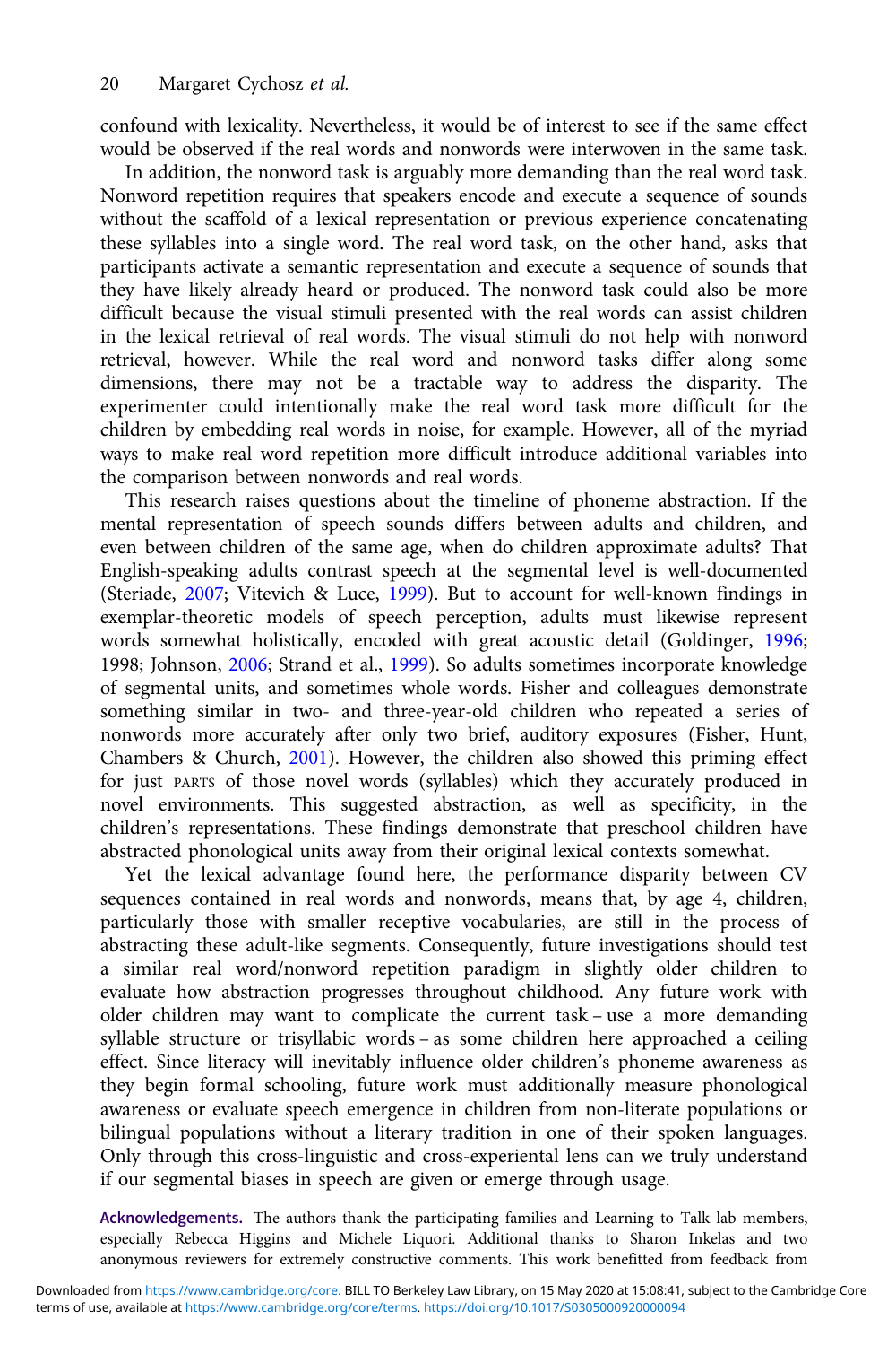confound with lexicality. Nevertheless, it would be of interest to see if the same effect would be observed if the real words and nonwords were interwoven in the same task.

In addition, the nonword task is arguably more demanding than the real word task. Nonword repetition requires that speakers encode and execute a sequence of sounds without the scaffold of a lexical representation or previous experience concatenating these syllables into a single word. The real word task, on the other hand, asks that participants activate a semantic representation and execute a sequence of sounds that they have likely already heard or produced. The nonword task could also be more difficult because the visual stimuli presented with the real words can assist children in the lexical retrieval of real words. The visual stimuli do not help with nonword retrieval, however. While the real word and nonword tasks differ along some dimensions, there may not be a tractable way to address the disparity. The experimenter could intentionally make the real word task more difficult for the children by embedding real words in noise, for example. However, all of the myriad ways to make real word repetition more difficult introduce additional variables into the comparison between nonwords and real words.

This research raises questions about the timeline of phoneme abstraction. If the mental representation of speech sounds differs between adults and children, and even between children of the same age, when do children approximate adults? That English-speaking adults contrast speech at the segmental level is well-documented (Steriade, 2007; Vitevich & Luce, 1999). But to account for well-known findings in exemplar-theoretic models of speech perception, adults must likewise represent words somewhat holistically, encoded with great acoustic detail (Goldinger, 1996; 1998; Johnson, 2006; Strand et al., 1999). So adults sometimes incorporate knowledge of segmental units, and sometimes whole words. Fisher and colleagues demonstrate something similar in two- and three-year-old children who repeated a series of nonwords more accurately after only two brief, auditory exposures (Fisher, Hunt, Chambers & Church, 2001). However, the children also showed this priming effect for just PARTS of those novel words (syllables) which they accurately produced in novel environments. This suggested abstraction, as well as specificity, in the children's representations. These findings demonstrate that preschool children have abstracted phonological units away from their original lexical contexts somewhat.

Yet the lexical advantage found here, the performance disparity between CV sequences contained in real words and nonwords, means that, by age 4, children, particularly those with smaller receptive vocabularies, are still in the process of abstracting these adult-like segments. Consequently, future investigations should test a similar real word/nonword repetition paradigm in slightly older children to evaluate how abstraction progresses throughout childhood. Any future work with older children may want to complicate the current task – use a more demanding syllable structure or trisyllabic words – as some children here approached a ceiling effect. Since literacy will inevitably influence older children's phoneme awareness as they begin formal schooling, future work must additionally measure phonological awareness or evaluate speech emergence in children from non-literate populations or bilingual populations without a literary tradition in one of their spoken languages. Only through this cross-linguistic and cross-experiental lens can we truly understand if our segmental biases in speech are given or emerge through usage.

**Acknowledgements.** The authors thank the participating families and Learning to Talk lab members, especially Rebecca Higgins and Michele Liquori. Additional thanks to Sharon Inkelas and two anonymous reviewers for extremely constructive comments. This work benefitted from feedback from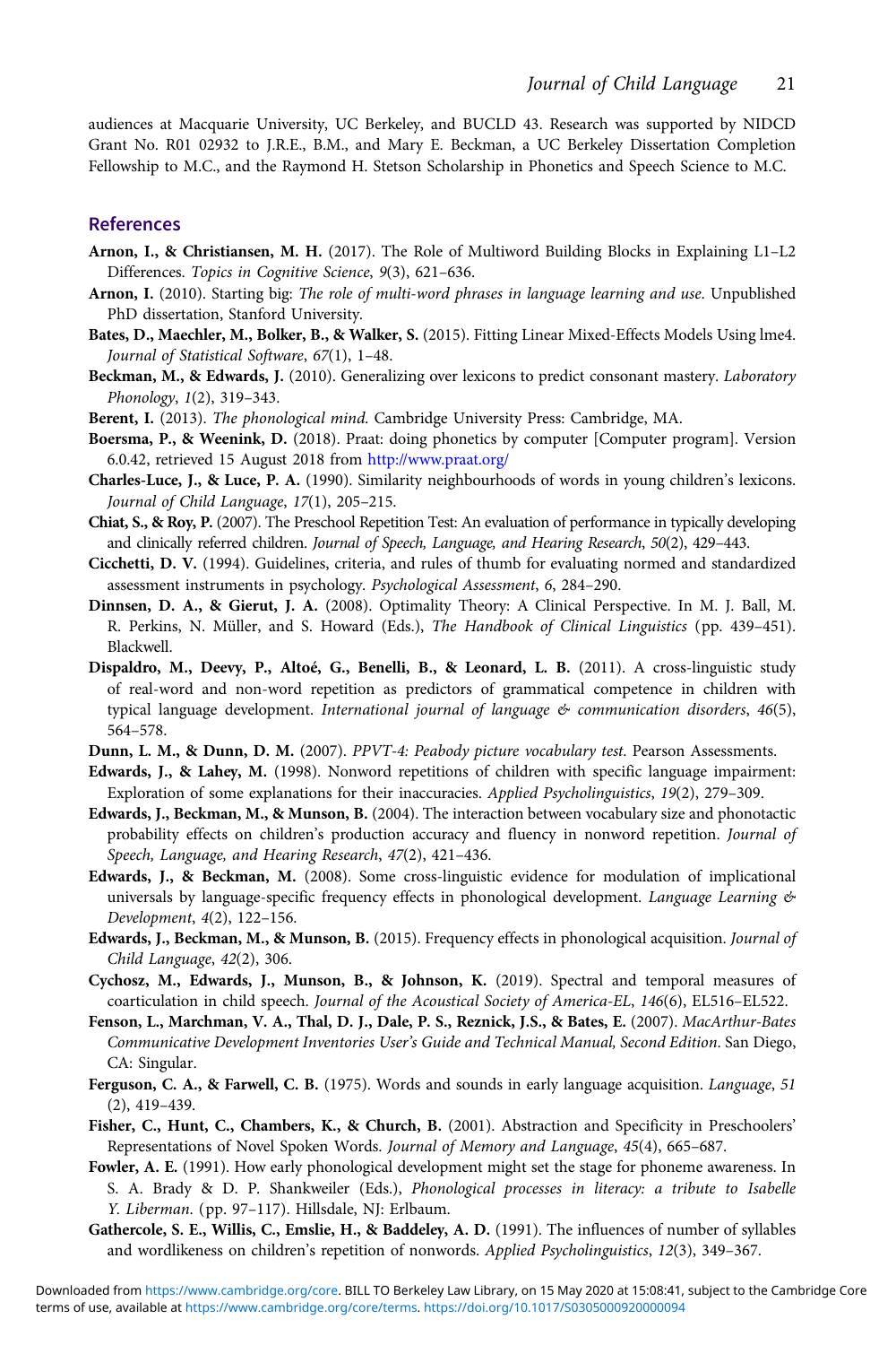audiences at Macquarie University, UC Berkeley, and BUCLD 43. Research was supported by NIDCD Grant No. R01 02932 to J.R.E., B.M., and Mary E. Beckman, a UC Berkeley Dissertation Completion Fellowship to M.C., and the Raymond H. Stetson Scholarship in Phonetics and Speech Science to M.C.

## References

**Arnon, I., & Christiansen, M. H.** (2017). The Role of Multiword Building Blocks in Explaining L1–L2 Differences. *Topics in Cognitive Science*, *9*(3), 621–636.

**Arnon, I.** (2010). Starting big: *The role of multi-word phrases in language learning and use*. Unpublished PhD dissertation, Stanford University.

**Bates, D., Maechler, M., Bolker, B., & Walker, S.** (2015). Fitting Linear Mixed-Effects Models Using lme4. *Journal of Statistical Software*, *67*(1), 1–48.

**Beckman, M., & Edwards, J.** (2010). Generalizing over lexicons to predict consonant mastery. *Laboratory Phonology*, *1*(2), 319–343.

**Berent, I.** (2013). *The phonological mind*. Cambridge University Press: Cambridge, MA.

**Boersma, P., & Weenink, D.** (2018). Praat: doing phonetics by computer [Computer program]. Version 6.0.42, retrieved 15 August 2018 from http://www.praat.org/

**Charles-Luce, J., & Luce, P. A.** (1990). Similarity neighbourhoods of words in young children's lexicons. *Journal of Child Language*, *17*(1), 205–215.

**Chiat, S., & Roy, P.** (2007). The Preschool Repetition Test: An evaluation of performance in typically developing and clinically referred children. *Journal of Speech, Language, and Hearing Research*, *50*(2), 429–443.

**Cicchetti, D. V.** (1994). Guidelines, criteria, and rules of thumb for evaluating normed and standardized assessment instruments in psychology. *Psychological Assessment*, *6*, 284–290.

**Dinnsen, D. A., & Gierut, J. A.** (2008). Optimality Theory: A Clinical Perspective. In M. J. Ball, M. R. Perkins, N. Müller, and S. Howard (Eds.), *The Handbook of Clinical Linguistics* (pp. 439–451). Blackwell.

**Dispaldro, M., Deevy, P., Altoé, G., Benelli, B., & Leonard, L. B.** (2011). A cross-linguistic study of real-word and non-word repetition as predictors of grammatical competence in children with typical language development. *International journal of language & communication disorders*, *46*(5), 564–578.

**Dunn, L. M., & Dunn, D. M.** (2007). *PPVT-4: Peabody picture vocabulary test*. Pearson Assessments.

**Edwards, J., & Lahey, M.** (1998). Nonword repetitions of children with specific language impairment: Exploration of some explanations for their inaccuracies. *Applied Psycholinguistics*, *19*(2), 279–309.

**Edwards, J., Beckman, M., & Munson, B.** (2004). The interaction between vocabulary size and phonotactic probability effects on children's production accuracy and fluency in nonword repetition. *Journal of Speech, Language, and Hearing Research*, *47*(2), 421–436.

**Edwards, J., & Beckman, M.** (2008). Some cross-linguistic evidence for modulation of implicational universals by language-specific frequency effects in phonological development. *Language Learning & Development*, *4*(2), 122–156.

**Edwards, J., Beckman, M., & Munson, B.** (2015). Frequency effects in phonological acquisition. *Journal of Child Language*, *42*(2), 306.

**Cychosz, M., Edwards, J., Munson, B., & Johnson, K.** (2019). Spectral and temporal measures of coarticulation in child speech. *Journal of the Acoustical Society of America-EL*, *146*(6), EL516–EL522.

**Fenson, L., Marchman, V. A., Thal, D. J., Dale, P. S., Reznick, J.S., & Bates, E.** (2007). *MacArthur-Bates Communicative Development Inventories User's Guide and Technical Manual, Second Edition*. San Diego, CA: Singular.

**Ferguson, C. A., & Farwell, C. B.** (1975). Words and sounds in early language acquisition. *Language*, *51* (2), 419–439.

**Fisher, C., Hunt, C., Chambers, K., & Church, B.** (2001). Abstraction and Specificity in Preschoolers' Representations of Novel Spoken Words. *Journal of Memory and Language*, *45*(4), 665–687.

**Fowler, A. E.** (1991). How early phonological development might set the stage for phoneme awareness. In S. A. Brady & D. P. Shankweiler (Eds.), *Phonological processes in literacy: a tribute to Isabelle Y. Liberman*. (pp. 97–117). Hillsdale, NJ: Erlbaum.

**Gathercole, S. E., Willis, C., Emslie, H., & Baddeley, A. D.** (1991). The influences of number of syllables and wordlikeness on children's repetition of nonwords. *Applied Psycholinguistics*, *12*(3), 349–367.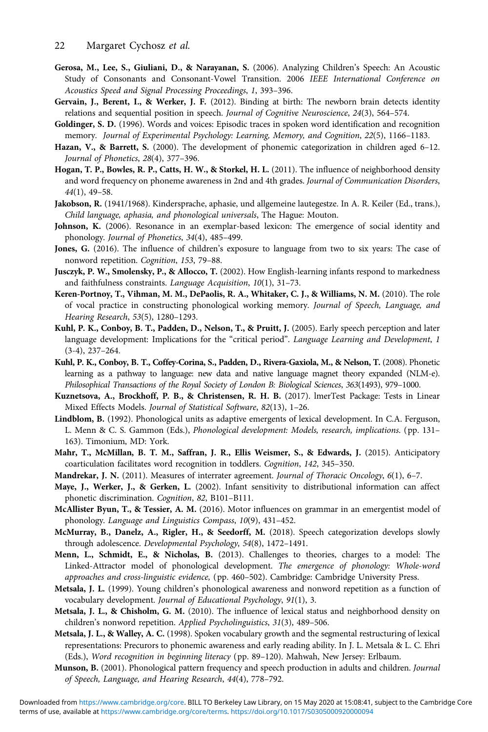**Gerosa, M., Lee, S., Giuliani, D., & Narayanan, S.** (2006). Analyzing Children's Speech: An Acoustic Study of Consonants and Consonant-Vowel Transition. 2006 *IEEE International Conference on Acoustics Speed and Signal Processing Proceedings*, *1*, 393–396.

**Gervain, J., Berent, I., & Werker, J. F.** (2012). Binding at birth: The newborn brain detects identity relations and sequential position in speech. *Journal of Cognitive Neuroscience*, *24*(3), 564–574.

**Goldinger, S. D.** (1996). Words and voices: Episodic traces in spoken word identification and recognition memory. *Journal of Experimental Psychology: Learning, Memory, and Cognition*, *22*(5), 1166–1183.

**Hazan, V., & Barrett, S.** (2000). The development of phonemic categorization in children aged 6–12. *Journal of Phonetics*, *28*(4), 377–396.

**Hogan, T. P., Bowles, R. P., Catts, H. W., & Storkel, H. L.** (2011). The influence of neighborhood density and word frequency on phoneme awareness in 2nd and 4th grades. *Journal of Communication Disorders*, *44*(1), 49–58.

**Jakobson, R.** (1941/1968). Kindersprache, aphasie, und allgemeine lautegestze. In A. R. Keiler (Ed., trans.), *Child language, aphasia, and phonological universals*, The Hague: Mouton.

**Johnson, K.** (2006). Resonance in an exemplar-based lexicon: The emergence of social identity and phonology. *Journal of Phonetics*, *34*(4), 485–499.

**Jones, G.** (2016). The influence of children's exposure to language from two to six years: The case of nonword repetition. *Cognition*, *153*, 79–88.

**Jusczyk, P. W., Smolensky, P., & Allocco, T.** (2002). How English-learning infants respond to markedness and faithfulness constraints. *Language Acquisition*, *10*(1), 31–73.

**Keren-Portnoy, T., Vihman, M. M., DePaolis, R. A., Whitaker, C. J., & Williams, N. M.** (2010). The role of vocal practice in constructing phonological working memory. *Journal of Speech, Language, and Hearing Research*, *53*(5), 1280–1293.

**Kuhl, P. K., Conboy, B. T., Padden, D., Nelson, T., & Pruitt, J.** (2005). Early speech perception and later language development: Implications for the "critical period". *Language Learning and Development*, *1* (3-4), 237–264.

**Kuhl, P. K., Conboy, B. T., Coffey-Corina, S., Padden, D., Rivera-Gaxiola, M., & Nelson, T.** (2008). Phonetic learning as a pathway to language: new data and native language magnet theory expanded (NLM-e). *Philosophical Transactions of the Royal Society of London B: Biological Sciences*, *363*(1493), 979–1000.

**Kuznetsova, A., Brockhoff, P. B., & Christensen, R. H. B.** (2017). lmerTest Package: Tests in Linear Mixed Effects Models. *Journal of Statistical Software*, *82*(13), 1–26.

**Lindblom, B.** (1992). Phonological units as adaptive emergents of lexical development. In C.A. Ferguson, L. Menn & C. S. Gammon (Eds.), *Phonological development: Models, research, implications*. (pp. 131–163). Timonium, MD: York.

**Mahr, T., McMillan, B. T. M., Saffran, J. R., Ellis Weismer, S., & Edwards, J.** (2015). Anticipatory coarticulation facilitates word recognition in toddlers. *Cognition*, *142*, 345–350.

**Mandrekar, J. N.** (2011). Measures of interrater agreement. *Journal of Thoracic Oncology*, *6*(1), 6–7.

**Maye, J., Werker, J., & Gerken, L.** (2002). Infant sensitivity to distributional information can affect phonetic discrimination. *Cognition*, *82*, B101–B111.

**McAllister Byun, T., & Tessier, A. M.** (2016). Motor influences on grammar in an emergentist model of phonology. *Language and Linguistics Compass*, *10*(9), 431–452.

**McMurray, B., Danelz, A., Rigler, H., & Seedorff, M.** (2018). Speech categorization develops slowly through adolescence. *Developmental Psychology*, *54*(8), 1472–1491.

**Menn, L., Schmidt, E., & Nicholas, B.** (2013). Challenges to theories, charges to a model: The Linked-Attractor model of phonological development. *The emergence of phonology: Whole-word approaches and cross-linguistic evidence*, (pp. 460–502). Cambridge: Cambridge University Press.

**Metsala, J. L.** (1999). Young children's phonological awareness and nonword repetition as a function of vocabulary development. *Journal of Educational Psychology*, *91*(1), 3.

**Metsala, J. L., & Chisholm, G. M.** (2010). The influence of lexical status and neighborhood density on children's nonword repetition. *Applied Psycholinguistics*, *31*(3), 489–506.

**Metsala, J. L., & Walley, A. C.** (1998). Spoken vocabulary growth and the segmental restructuring of lexical representations: Precurors to phonemic awareness and early reading ability. In J. L. Metsala & L. C. Ehri (Eds.), *Word recognition in beginning literacy* (pp. 89–120). Mahwah, New Jersey: Erlbaum.

**Munson, B.** (2001). Phonological pattern frequency and speech production in adults and children. *Journal of Speech, Language, and Hearing Research*, *44*(4), 778–792.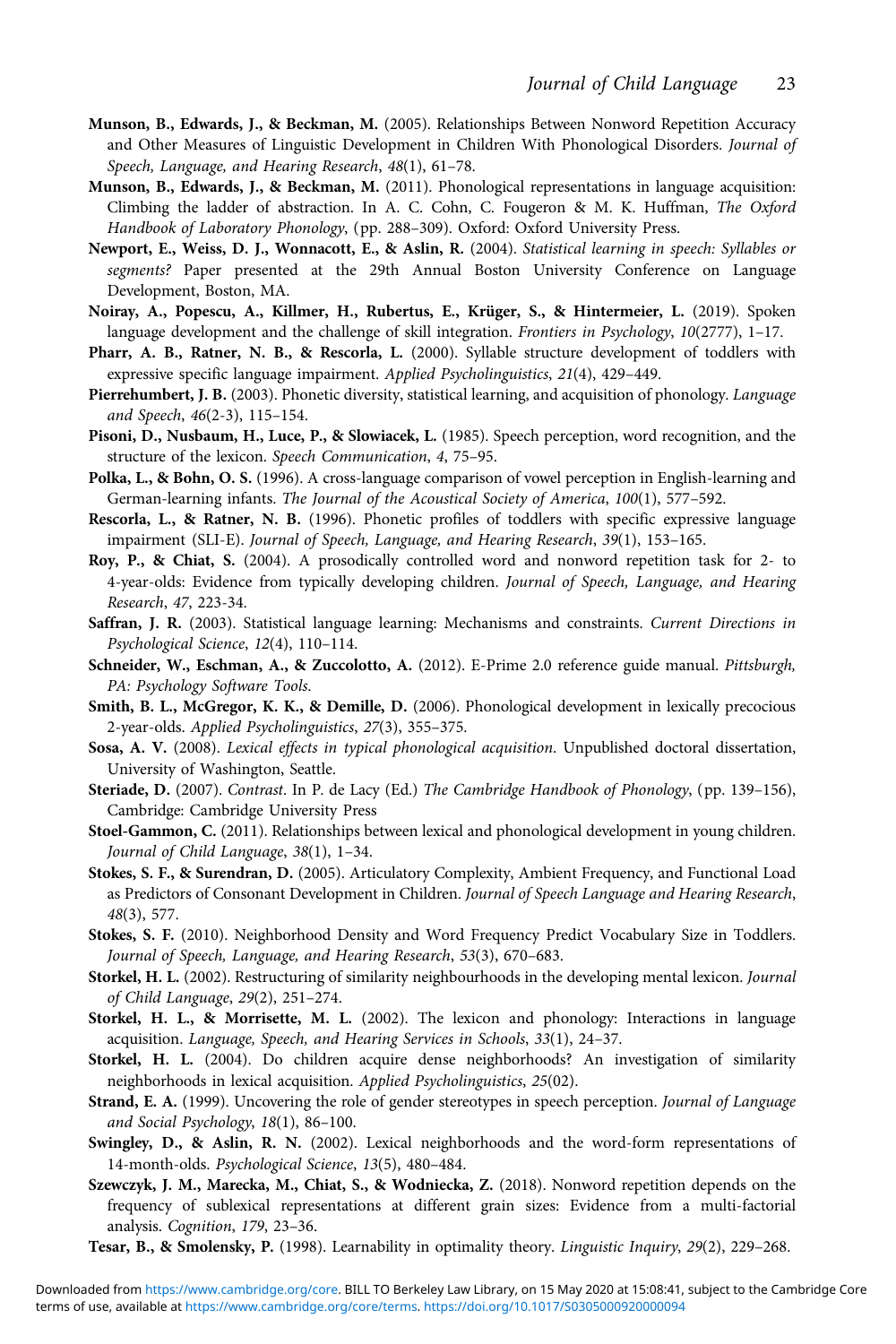**Munson, B., Edwards, J., & Beckman, M.** (2005). Relationships Between Nonword Repetition Accuracy and Other Measures of Linguistic Development in Children With Phonological Disorders. *Journal of Speech, Language, and Hearing Research*, *48*(1), 61–78.

**Munson, B., Edwards, J., & Beckman, M.** (2011). Phonological representations in language acquisition: Climbing the ladder of abstraction. In A. C. Cohn, C. Fougeron & M. K. Huffman, *The Oxford Handbook of Laboratory Phonology*, (pp. 288–309). Oxford: Oxford University Press.

**Newport, E., Weiss, D. J., Wonnacott, E., & Aslin, R.** (2004). *Statistical learning in speech: Syllables or segments?* Paper presented at the 29th Annual Boston University Conference on Language Development, Boston, MA.

**Noiray, A., Popescu, A., Killmer, H., Rubertus, E., Krüger, S., & Hintermeier, L.** (2019). Spoken language development and the challenge of skill integration. *Frontiers in Psychology*, *10*(2777), 1–17.

**Pharr, A. B., Ratner, N. B., & Rescorla, L.** (2000). Syllable structure development of toddlers with expressive specific language impairment. *Applied Psycholinguistics*, *21*(4), 429–449.

**Pierrehumbert, J. B.** (2003). Phonetic diversity, statistical learning, and acquisition of phonology. *Language and Speech*, *46*(2-3), 115–154.

**Pisoni, D., Nusbaum, H., Luce, P., & Slowiacek, L.** (1985). Speech perception, word recognition, and the structure of the lexicon. *Speech Communication*, *4*, 75–95.

**Polka, L., & Bohn, O. S.** (1996). A cross-language comparison of vowel perception in English-learning and German-learning infants. *The Journal of the Acoustical Society of America*, *100*(1), 577–592.

**Rescorla, L., & Ratner, N. B.** (1996). Phonetic profiles of toddlers with specific expressive language impairment (SLI-E). *Journal of Speech, Language, and Hearing Research*, *39*(1), 153–165.

**Roy, P., & Chiat, S.** (2004). A prosodically controlled word and nonword repetition task for 2- to 4-year-olds: Evidence from typically developing children. *Journal of Speech, Language, and Hearing Research*, *47*, 223-34.

**Saffran, J. R.** (2003). Statistical language learning: Mechanisms and constraints. *Current Directions in Psychological Science*, *12*(4), 110–114.

**Schneider, W., Eschman, A., & Zuccolotto, A.** (2012). E-Prime 2.0 reference guide manual. *Pittsburgh, PA: Psychology Software Tools.*

**Smith, B. L., McGregor, K. K., & Demille, D.** (2006). Phonological development in lexically precocious 2-year-olds. *Applied Psycholinguistics*, *27*(3), 355–375.

**Sosa, A. V.** (2008). *Lexical effects in typical phonological acquisition*. Unpublished doctoral dissertation, University of Washington, Seattle.

**Steriade, D.** (2007). *Contrast*. In P. de Lacy (Ed.) *The Cambridge Handbook of Phonology*, (pp. 139–156), Cambridge: Cambridge University Press

**Stoel-Gammon, C.** (2011). Relationships between lexical and phonological development in young children. *Journal of Child Language*, *38*(1), 1–34.

**Stokes, S. F., & Surendran, D.** (2005). Articulatory Complexity, Ambient Frequency, and Functional Load as Predictors of Consonant Development in Children. *Journal of Speech Language and Hearing Research*, *48*(3), 577.

**Stokes, S. F.** (2010). Neighborhood Density and Word Frequency Predict Vocabulary Size in Toddlers. *Journal of Speech, Language, and Hearing Research*, *53*(3), 670–683.

**Storkel, H. L.** (2002). Restructuring of similarity neighbourhoods in the developing mental lexicon. *Journal of Child Language*, *29*(2), 251–274.

**Storkel, H. L., & Morrisette, M. L.** (2002). The lexicon and phonology: Interactions in language acquisition. *Language, Speech, and Hearing Services in Schools*, *33*(1), 24–37.

**Storkel, H. L.** (2004). Do children acquire dense neighborhoods? An investigation of similarity neighborhoods in lexical acquisition. *Applied Psycholinguistics*, *25*(02).

**Strand, E. A.** (1999). Uncovering the role of gender stereotypes in speech perception. *Journal of Language and Social Psychology*, *18*(1), 86–100.

**Swingley, D., & Aslin, R. N.** (2002). Lexical neighborhoods and the word-form representations of 14-month-olds. *Psychological Science*, *13*(5), 480–484.

**Szewczyk, J. M., Marecka, M., Chiat, S., & Wodniecka, Z.** (2018). Nonword repetition depends on the frequency of sublexical representations at different grain sizes: Evidence from a multi-factorial analysis. *Cognition*, *179*, 23–36.

**Tesar, B., & Smolensky, P.** (1998). Learnability in optimality theory. *Linguistic Inquiry*, *29*(2), 229–268.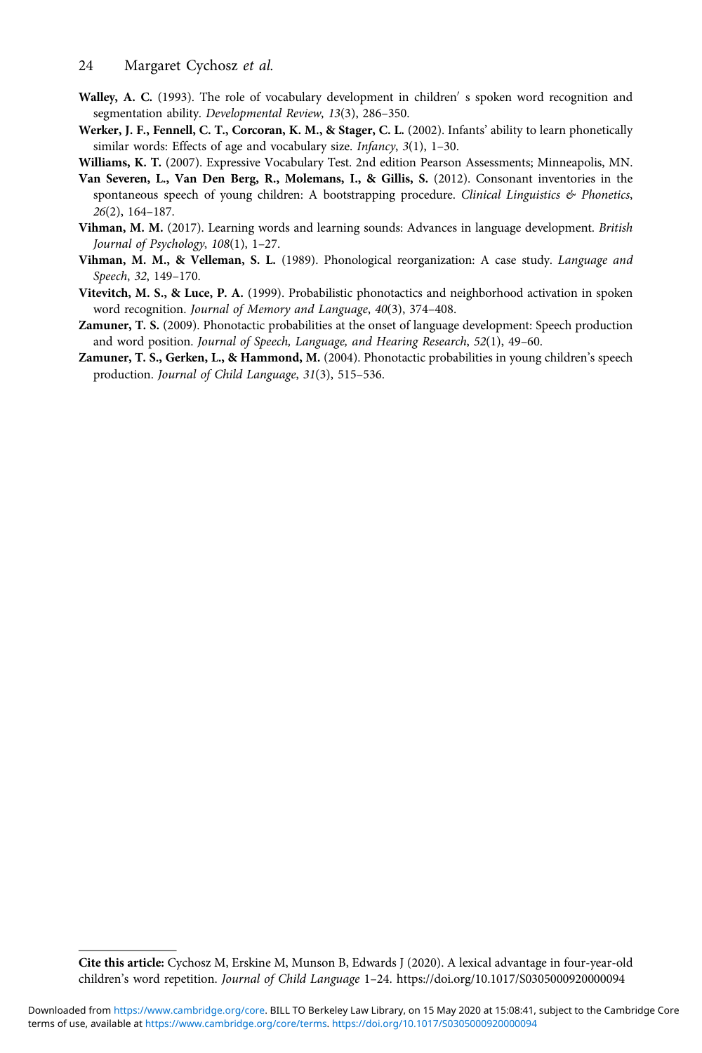**Walley, A. C.** (1993). The role of vocabulary development in children′ s spoken word recognition and segmentation ability. *Developmental Review*, *13*(3), 286–350.

**Werker, J. F., Fennell, C. T., Corcoran, K. M., & Stager, C. L.** (2002). Infants' ability to learn phonetically similar words: Effects of age and vocabulary size. *Infancy*, *3*(1), 1–30.

**Williams, K. T.** (2007). Expressive Vocabulary Test. 2nd edition Pearson Assessments; Minneapolis, MN.

**Van Severen, L., Van Den Berg, R., Molemans, I., & Gillis, S.** (2012). Consonant inventories in the spontaneous speech of young children: A bootstrapping procedure. *Clinical Linguistics & Phonetics*, *26*(2), 164–187.

**Vihman, M. M.** (2017). Learning words and learning sounds: Advances in language development. *British Journal of Psychology*, *108*(1), 1–27.

**Vihman, M. M., & Velleman, S. L.** (1989). Phonological reorganization: A case study. *Language and Speech*, *32*, 149–170.

**Vitevitch, M. S., & Luce, P. A.** (1999). Probabilistic phonotactics and neighborhood activation in spoken word recognition. *Journal of Memory and Language*, *40*(3), 374–408.

**Zamuner, T. S.** (2009). Phonotactic probabilities at the onset of language development: Speech production and word position. *Journal of Speech, Language, and Hearing Research*, *52*(1), 49–60.

**Zamuner, T. S., Gerken, L., & Hammond, M.** (2004). Phonotactic probabilities in young children's speech production. *Journal of Child Language*, *31*(3), 515–536.

---

**Cite this article:** Cychosz M, Erskine M, Munson B, Edwards J (2020). A lexical advantage in four-year-old children's word repetition. *Journal of Child Language* 1–24. https://doi.org/10.1017/S0305000920000094